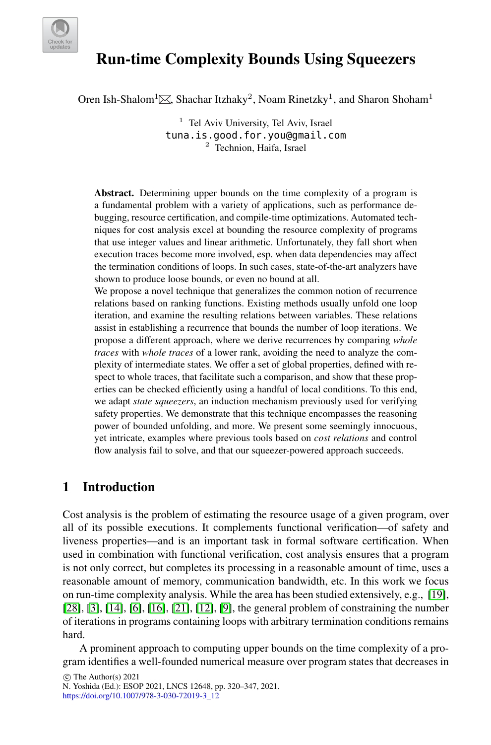# Run-time Complexity Bounds Using Squeezers

Oren Ish-Shalom[1] ✉, Shachar Itzhaky[2], Noam Rinetzky[1], and Sharon Shoham[1]

[1] Tel Aviv University, Tel Aviv, Israel
tuna.is.good.for.you@gmail.com
[2] Technion, Haifa, Israel

**Abstract.** Determining upper bounds on the time complexity of a program is a fundamental problem with a variety of applications, such as performance debugging, resource certification, and compile-time optimizations. Automated techniques for cost analysis excel at bounding the resource complexity of programs that use integer values and linear arithmetic. Unfortunately, they fall short when execution traces become more involved, esp. when data dependencies may affect the termination conditions of loops. In such cases, state-of-the-art analyzers have shown to produce loose bounds, or even no bound at all.

We propose a novel technique that generalizes the common notion of recurrence relations based on ranking functions. Existing methods usually unfold one loop iteration, and examine the resulting relations between variables. These relations assist in establishing a recurrence that bounds the number of loop iterations. We propose a different approach, where we derive recurrences by comparing *whole traces* with *whole traces* of a lower rank, avoiding the need to analyze the complexity of intermediate states. We offer a set of global properties, defined with respect to whole traces, that facilitate such a comparison, and show that these properties can be checked efficiently using a handful of local conditions. To this end, we adapt *state squeezers*, an induction mechanism previously used for verifying safety properties. We demonstrate that this technique encompasses the reasoning power of bounded unfolding, and more. We present some seemingly innocuous, yet intricate, examples where previous tools based on *cost relations* and control flow analysis fail to solve, and that our squeezer-powered approach succeeds.

## 1 Introduction

Cost analysis is the problem of estimating the resource usage of a given program, over all of its possible executions. It complements functional verification—of safety and liveness properties—and is an important task in formal software certification. When used in combination with functional verification, cost analysis ensures that a program is not only correct, but completes its processing in a reasonable amount of time, uses a reasonable amount of memory, communication bandwidth, etc. In this work we focus on run-time complexity analysis. While the area has been studied extensively, e.g., [19], [28], [3], [14], [6], [16], [21], [12], [9], the general problem of constraining the number of iterations in programs containing loops with arbitrary termination conditions remains hard.

A prominent approach to computing upper bounds on the time complexity of a program identifies a well-founded numerical measure over program states that decreases in

© The Author(s) 2021
N. Yoshida (Ed.): ESOP 2021, LNCS 12648, pp. 320–347, 2021.
https://doi.org/10.1007/978-3-030-72019-3_12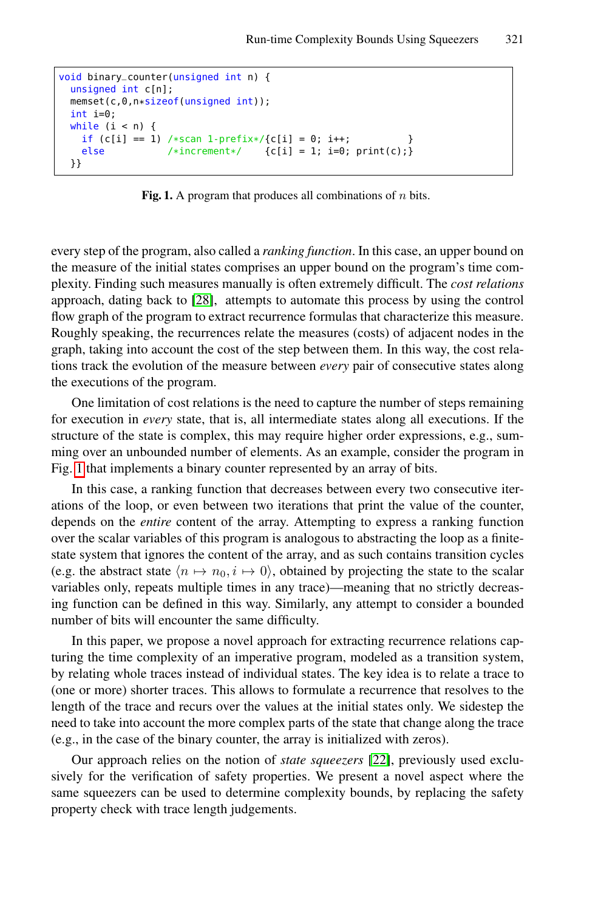```
void binary_counter(unsigned int n) {
  unsigned int c[n];
  memset(c,0,n*sizeof(unsigned int));
  int i=0;
  while (i < n) {
    if (c[i] == 1) /*scan 1-prefix*/{c[i] = 0; i++;          }
    else           /*increment*/    {c[i] = 1; i=0; print(c);}
  }}
```

**Fig. 1.** A program that produces all combinations of $n$ bits.

every step of the program, also called a *ranking function*. In this case, an upper bound on the measure of the initial states comprises an upper bound on the program's time complexity. Finding such measures manually is often extremely difficult. The *cost relations* approach, dating back to [28], attempts to automate this process by using the control flow graph of the program to extract recurrence formulas that characterize this measure. Roughly speaking, the recurrences relate the measures (costs) of adjacent nodes in the graph, taking into account the cost of the step between them. In this way, the cost relations track the evolution of the measure between *every* pair of consecutive states along the executions of the program.

One limitation of cost relations is the need to capture the number of steps remaining for execution in *every* state, that is, all intermediate states along all executions. If the structure of the state is complex, this may require higher order expressions, e.g., summing over an unbounded number of elements. As an example, consider the program in Fig. 1 that implements a binary counter represented by an array of bits.

In this case, a ranking function that decreases between every two consecutive iterations of the loop, or even between two iterations that print the value of the counter, depends on the *entire* content of the array. Attempting to express a ranking function over the scalar variables of this program is analogous to abstracting the loop as a finite-state system that ignores the content of the array, and as such contains transition cycles (e.g. the abstract state $\langle n \mapsto n_0, i \mapsto 0\rangle$, obtained by projecting the state to the scalar variables only, repeats multiple times in any trace)—meaning that no strictly decreasing function can be defined in this way. Similarly, any attempt to consider a bounded number of bits will encounter the same difficulty.

In this paper, we propose a novel approach for extracting recurrence relations capturing the time complexity of an imperative program, modeled as a transition system, by relating whole traces instead of individual states. The key idea is to relate a trace to (one or more) shorter traces. This allows to formulate a recurrence that resolves to the length of the trace and recurs over the values at the initial states only. We sidestep the need to take into account the more complex parts of the state that change along the trace (e.g., in the case of the binary counter, the array is initialized with zeros).

Our approach relies on the notion of *state squeezers* [22], previously used exclusively for the verification of safety properties. We present a novel aspect where the same squeezers can be used to determine complexity bounds, by replacing the safety property check with trace length judgements.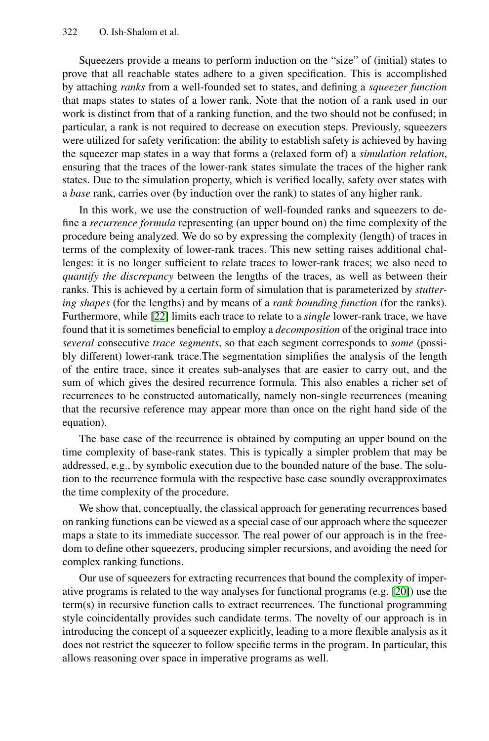Squeezers provide a means to perform induction on the "size" of (initial) states to prove that all reachable states adhere to a given specification. This is accomplished by attaching *ranks* from a well-founded set to states, and defining a *squeezer function* that maps states to states of a lower rank. Note that the notion of a rank used in our work is distinct from that of a ranking function, and the two should not be confused; in particular, a rank is not required to decrease on execution steps. Previously, squeezers were utilized for safety verification: the ability to establish safety is achieved by having the squeezer map states in a way that forms a (relaxed form of) a *simulation relation*, ensuring that the traces of the lower-rank states simulate the traces of the higher rank states. Due to the simulation property, which is verified locally, safety over states with a *base* rank, carries over (by induction over the rank) to states of any higher rank.

In this work, we use the construction of well-founded ranks and squeezers to define a *recurrence formula* representing (an upper bound on) the time complexity of the procedure being analyzed. We do so by expressing the complexity (length) of traces in terms of the complexity of lower-rank traces. This new setting raises additional challenges: it is no longer sufficient to relate traces to lower-rank traces; we also need to *quantify the discrepancy* between the lengths of the traces, as well as between their ranks. This is achieved by a certain form of simulation that is parameterized by *stuttering shapes* (for the lengths) and by means of a *rank bounding function* (for the ranks). Furthermore, while [22] limits each trace to relate to a *single* lower-rank trace, we have found that it is sometimes beneficial to employ a *decomposition* of the original trace into *several* consecutive *trace segments*, so that each segment corresponds to *some* (possibly different) lower-rank trace.The segmentation simplifies the analysis of the length of the entire trace, since it creates sub-analyses that are easier to carry out, and the sum of which gives the desired recurrence formula. This also enables a richer set of recurrences to be constructed automatically, namely non-single recurrences (meaning that the recursive reference may appear more than once on the right hand side of the equation).

The base case of the recurrence is obtained by computing an upper bound on the time complexity of base-rank states. This is typically a simpler problem that may be addressed, e.g., by symbolic execution due to the bounded nature of the base. The solution to the recurrence formula with the respective base case soundly overapproximates the time complexity of the procedure.

We show that, conceptually, the classical approach for generating recurrences based on ranking functions can be viewed as a special case of our approach where the squeezer maps a state to its immediate successor. The real power of our approach is in the freedom to define other squeezers, producing simpler recursions, and avoiding the need for complex ranking functions.

Our use of squeezers for extracting recurrences that bound the complexity of imperative programs is related to the way analyses for functional programs (e.g. [20]) use the term(s) in recursive function calls to extract recurrences. The functional programming style coincidentally provides such candidate terms. The novelty of our approach is in introducing the concept of a squeezer explicitly, leading to a more flexible analysis as it does not restrict the squeezer to follow specific terms in the program. In particular, this allows reasoning over space in imperative programs as well.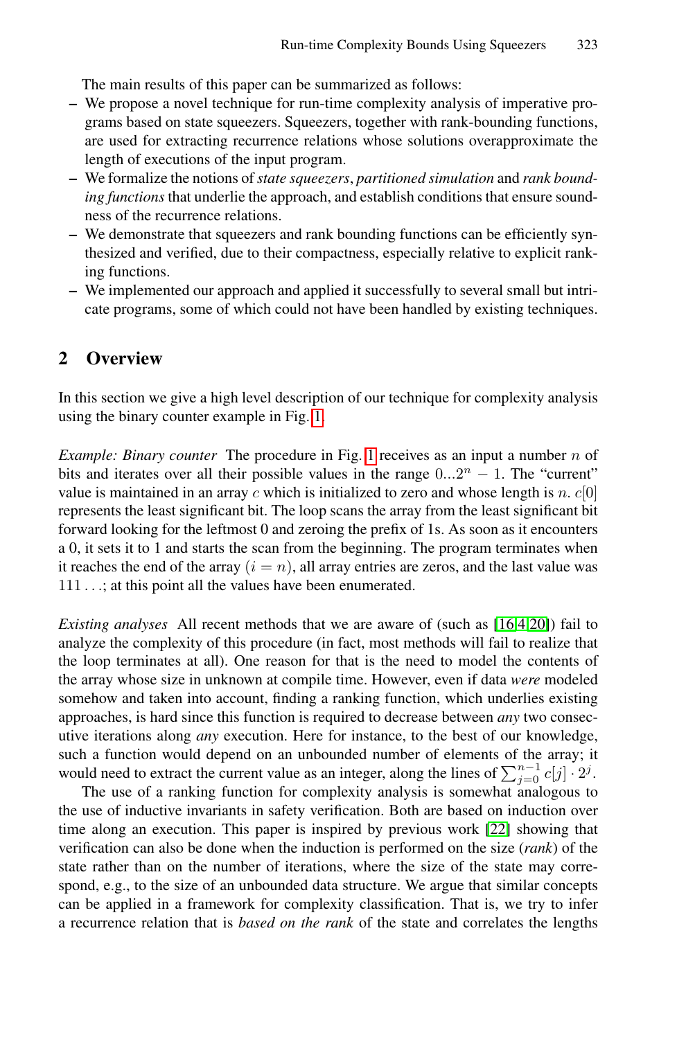The main results of this paper can be summarized as follows:

- We propose a novel technique for run-time complexity analysis of imperative programs based on state squeezers. Squeezers, together with rank-bounding functions, are used for extracting recurrence relations whose solutions overapproximate the length of executions of the input program.
- We formalize the notions of *state squeezers*, *partitioned simulation* and *rank bounding functions* that underlie the approach, and establish conditions that ensure soundness of the recurrence relations.
- We demonstrate that squeezers and rank bounding functions can be efficiently synthesized and verified, due to their compactness, especially relative to explicit ranking functions.
- We implemented our approach and applied it successfully to several small but intricate programs, some of which could not have been handled by existing techniques.

## 2 Overview

In this section we give a high level description of our technique for complexity analysis using the binary counter example in Fig. 1.

*Example: Binary counter* The procedure in Fig. 1 receives as an input a number $n$ of bits and iterates over all their possible values in the range $0...2^n - 1$. The "current" value is maintained in an array $c$ which is initialized to zero and whose length is $n$. $c[0]$ represents the least significant bit. The loop scans the array from the least significant bit forward looking for the leftmost 0 and zeroing the prefix of 1s. As soon as it encounters a 0, it sets it to 1 and starts the scan from the beginning. The program terminates when it reaches the end of the array ($i = n$), all array entries are zeros, and the last value was $111\ldots$; at this point all the values have been enumerated.

*Existing analyses* All recent methods that we are aware of (such as [16,4,20]) fail to analyze the complexity of this procedure (in fact, most methods will fail to realize that the loop terminates at all). One reason for that is the need to model the contents of the array whose size in unknown at compile time. However, even if data *were* modeled somehow and taken into account, finding a ranking function, which underlies existing approaches, is hard since this function is required to decrease between *any* two consecutive iterations along *any* execution. Here for instance, to the best of our knowledge, such a function would depend on an unbounded number of elements of the array; it would need to extract the current value as an integer, along the lines of $\sum_{j=0}^{n-1} c[j] \cdot 2^j$.

The use of a ranking function for complexity analysis is somewhat analogous to the use of inductive invariants in safety verification. Both are based on induction over time along an execution. This paper is inspired by previous work [22] showing that verification can also be done when the induction is performed on the size (*rank*) of the state rather than on the number of iterations, where the size of the state may correspond, e.g., to the size of an unbounded data structure. We argue that similar concepts can be applied in a framework for complexity classification. That is, we try to infer a recurrence relation that is *based on the rank* of the state and correlates the lengths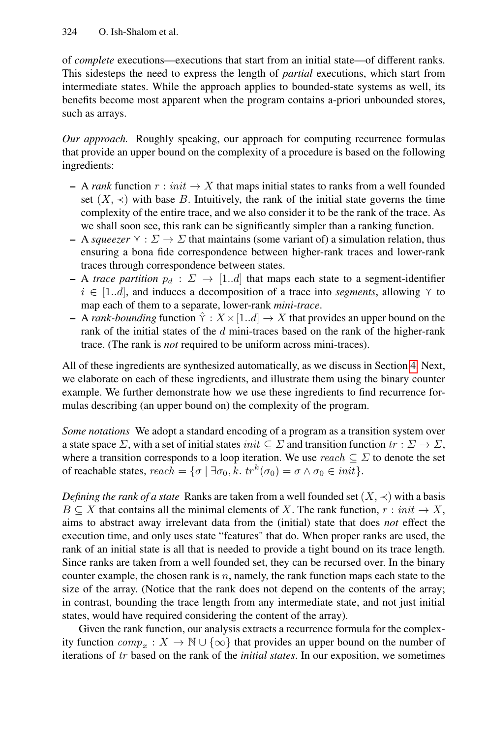of *complete* executions—executions that start from an initial state—of different ranks. This sidesteps the need to express the length of *partial* executions, which start from intermediate states. While the approach applies to bounded-state systems as well, its benefits become most apparent when the program contains a-priori unbounded stores, such as arrays.

*Our approach.* Roughly speaking, our approach for computing recurrence formulas that provide an upper bound on the complexity of a procedure is based on the following ingredients:

- A *rank* function $r : init \to X$ that maps initial states to ranks from a well founded set $(X, \prec)$ with base $B$. Intuitively, the rank of the initial state governs the time complexity of the entire trace, and we also consider it to be the rank of the trace. As we shall soon see, this rank can be significantly simpler than a ranking function.
- A *squeezer* $\curlyvee : \Sigma \to \Sigma$ that maintains (some variant of) a simulation relation, thus ensuring a bona fide correspondence between higher-rank traces and lower-rank traces through correspondence between states.
- A *trace partition* $p_d : \Sigma \to [1..d]$ that maps each state to a segment-identifier $i \in [1..d]$, and induces a decomposition of a trace into *segments*, allowing $\curlyvee$ to map each of them to a separate, lower-rank *mini-trace*.
- A *rank-bounding* function $\hat{\curlyvee} : X \times [1..d] \to X$ that provides an upper bound on the rank of the initial states of the $d$ mini-traces based on the rank of the higher-rank trace. (The rank is *not* required to be uniform across mini-traces).

All of these ingredients are synthesized automatically, as we discuss in Section 4. Next, we elaborate on each of these ingredients, and illustrate them using the binary counter example. We further demonstrate how we use these ingredients to find recurrence formulas describing (an upper bound on) the complexity of the program.

*Some notations* We adopt a standard encoding of a program as a transition system over a state space $\Sigma$, with a set of initial states $init \subseteq \Sigma$ and transition function $tr : \Sigma \to \Sigma$, where a transition corresponds to a loop iteration. We use $reach \subseteq \Sigma$ to denote the set of reachable states, $reach = \{\sigma \mid \exists \sigma_0, k.\ tr^k(\sigma_0) = \sigma \wedge \sigma_0 \in init\}$.

*Defining the rank of a state* Ranks are taken from a well founded set $(X, \prec)$ with a basis $B \subseteq X$ that contains all the minimal elements of $X$. The rank function, $r : init \to X$, aims to abstract away irrelevant data from the (initial) state that does *not* effect the execution time, and only uses state "features" that do. When proper ranks are used, the rank of an initial state is all that is needed to provide a tight bound on its trace length. Since ranks are taken from a well founded set, they can be recursed over. In the binary counter example, the chosen rank is $n$, namely, the rank function maps each state to the size of the array. (Notice that the rank does not depend on the contents of the array; in contrast, bounding the trace length from any intermediate state, and not just initial states, would have required considering the content of the array).

Given the rank function, our analysis extracts a recurrence formula for the complexity function $comp_x : X \to \mathbb{N} \cup \{\infty\}$ that provides an upper bound on the number of iterations of $tr$ based on the rank of the *initial states*. In our exposition, we sometimes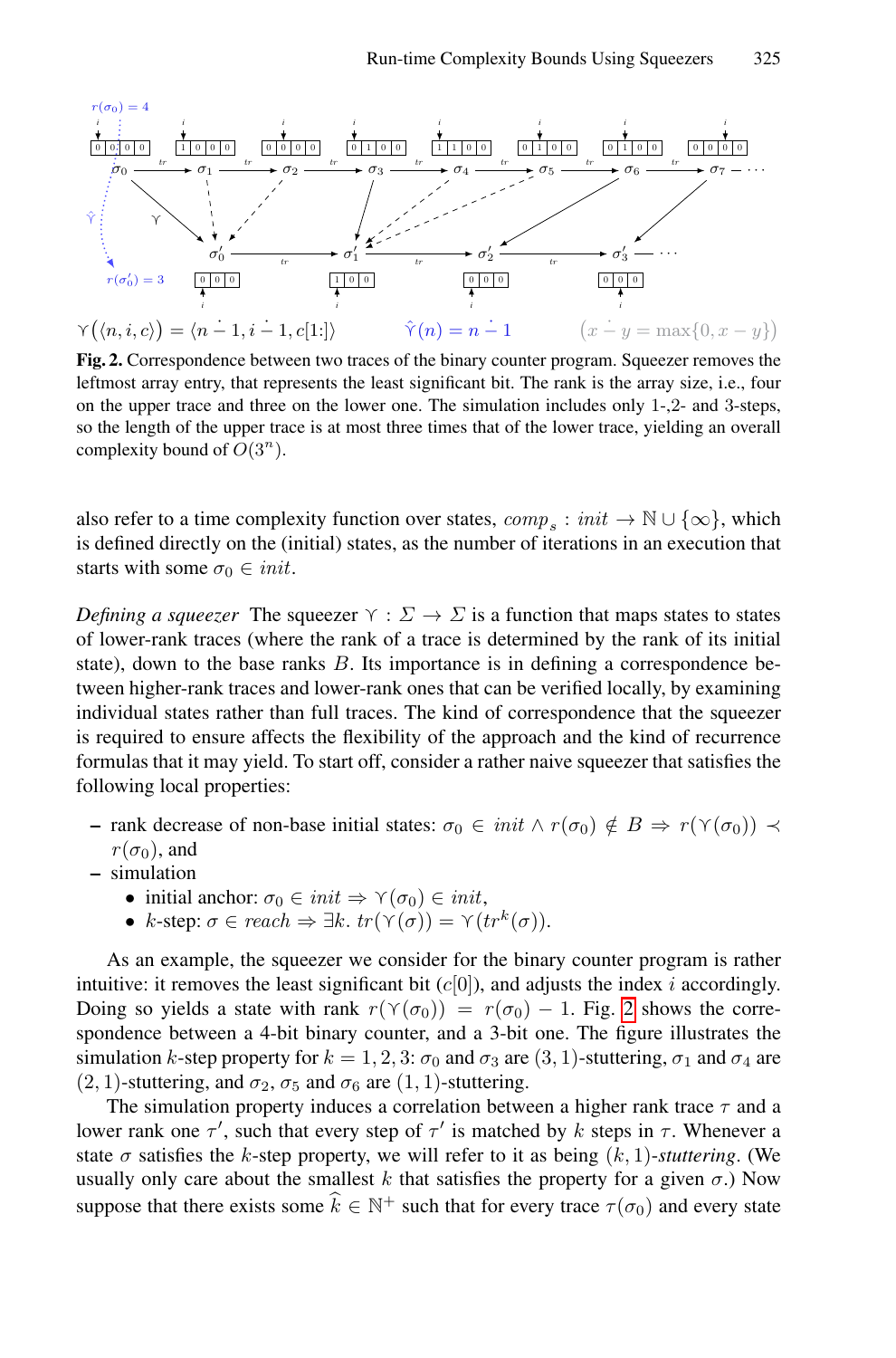$\curlyvee(\langle n, i, c\rangle) = \langle n \dot{-} 1, i \dot{-} 1, c[1{:}]\rangle$ $\quad\hat{\curlyvee}(n) = n \dot{-} 1$ $\quad(x \dot{-} y = \max\{0, x - y\})$

**Fig. 2.** Correspondence between two traces of the binary counter program. Squeezer removes the leftmost array entry, that represents the least significant bit. The rank is the array size, i.e., four on the upper trace and three on the lower one. The simulation includes only 1-,2- and 3-steps, so the length of the upper trace is at most three times that of the lower trace, yielding an overall complexity bound of $O(3^n)$.

also refer to a time complexity function over states, $comp_s : init \to \mathbb{N} \cup \{\infty\}$, which is defined directly on the (initial) states, as the number of iterations in an execution that starts with some $\sigma_0 \in init$.

*Defining a squeezer* The squeezer $\curlyvee : \Sigma \to \Sigma$ is a function that maps states to states of lower-rank traces (where the rank of a trace is determined by the rank of its initial state), down to the base ranks $B$. Its importance is in defining a correspondence between higher-rank traces and lower-rank ones that can be verified locally, by examining individual states rather than full traces. The kind of correspondence that the squeezer is required to ensure affects the flexibility of the approach and the kind of recurrence formulas that it may yield. To start off, consider a rather naive squeezer that satisfies the following local properties:

- rank decrease of non-base initial states: $\sigma_0 \in init \wedge r(\sigma_0) \notin B \Rightarrow r(\curlyvee(\sigma_0)) \prec r(\sigma_0)$, and
- simulation
  - initial anchor: $\sigma_0 \in init \Rightarrow \curlyvee(\sigma_0) \in init$,
  - $k$-step: $\sigma \in reach \Rightarrow \exists k.\ tr(\curlyvee(\sigma)) = \curlyvee(tr^k(\sigma))$.

As an example, the squeezer we consider for the binary counter program is rather intuitive: it removes the least significant bit ($c[0]$), and adjusts the index $i$ accordingly. Doing so yields a state with rank $r(\curlyvee(\sigma_0)) = r(\sigma_0) - 1$. Fig. 2 shows the correspondence between a 4-bit binary counter, and a 3-bit one. The figure illustrates the simulation $k$-step property for $k = 1, 2, 3$: $\sigma_0$ and $\sigma_3$ are $(3, 1)$-stuttering, $\sigma_1$ and $\sigma_4$ are $(2, 1)$-stuttering, and $\sigma_2$, $\sigma_5$ and $\sigma_6$ are $(1, 1)$-stuttering.

The simulation property induces a correlation between a higher rank trace $\tau$ and a lower rank one $\tau'$, such that every step of $\tau'$ is matched by $k$ steps in $\tau$. Whenever a state $\sigma$ satisfies the $k$-step property, we will refer to it as being $(k, 1)$-*stuttering*. (We usually only care about the smallest $k$ that satisfies the property for a given $\sigma$.) Now suppose that there exists some $\widehat{k} \in \mathbb{N}^+$ such that for every trace $\tau(\sigma_0)$ and every state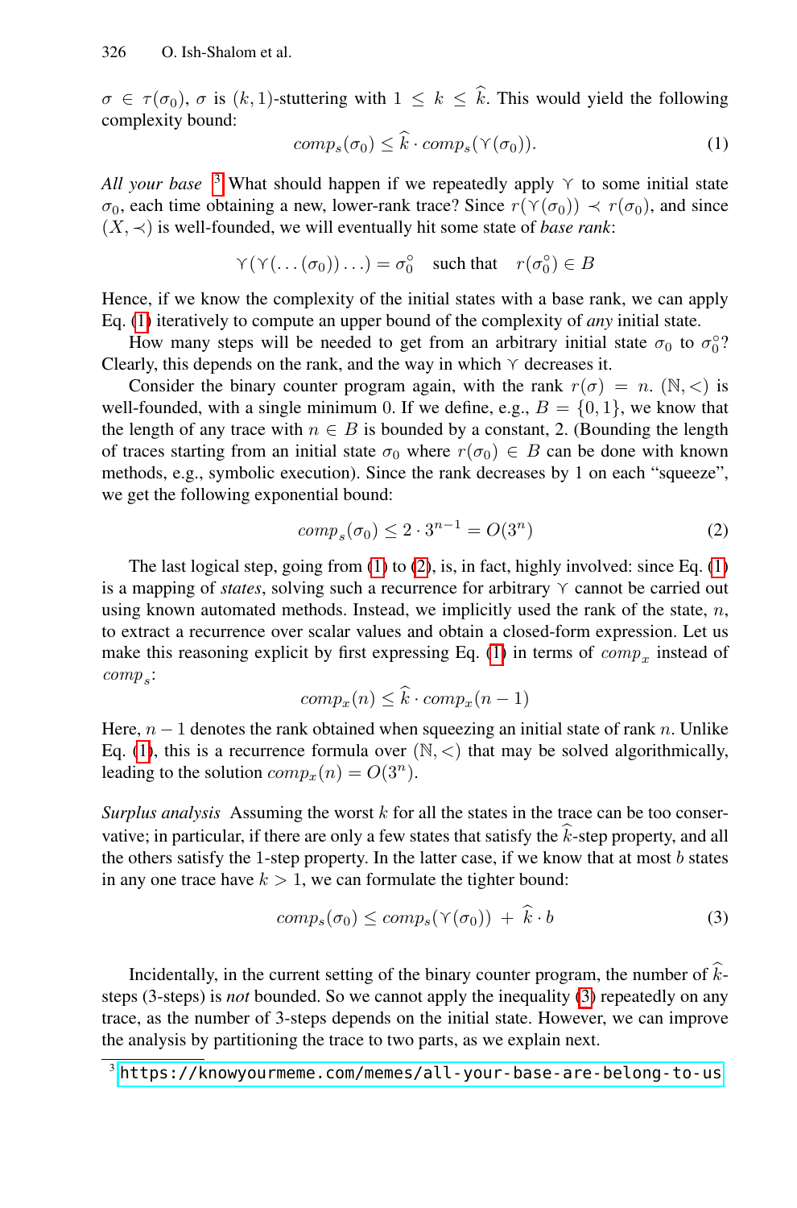$\sigma \in \tau(\sigma_0)$, $\sigma$ is $(k, 1)$-stuttering with $1 \leq k \leq \widehat{k}$. This would yield the following complexity bound:

$$comp_s(\sigma_0) \leq \widehat{k} \cdot comp_s(\curlyvee(\sigma_0)). \tag{1}$$

*All your base* [3] What should happen if we repeatedly apply $\curlyvee$ to some initial state $\sigma_0$, each time obtaining a new, lower-rank trace? Since $r(\curlyvee(\sigma_0)) \prec r(\sigma_0)$, and since $(X, \prec)$ is well-founded, we will eventually hit some state of *base rank*:

$$\curlyvee(\curlyvee(\ldots(\sigma_0))\ldots) = \sigma_0^\circ \quad \text{such that} \quad r(\sigma_0^\circ) \in B$$

Hence, if we know the complexity of the initial states with a base rank, we can apply Eq. (1) iteratively to compute an upper bound of the complexity of *any* initial state.

How many steps will be needed to get from an arbitrary initial state $\sigma_0$ to $\sigma_0^\circ$? Clearly, this depends on the rank, and the way in which $\curlyvee$ decreases it.

Consider the binary counter program again, with the rank $r(\sigma) = n$. $(\mathbb{N}, <)$ is well-founded, with a single minimum 0. If we define, e.g., $B = \{0, 1\}$, we know that the length of any trace with $n \in B$ is bounded by a constant, 2. (Bounding the length of traces starting from an initial state $\sigma_0$ where $r(\sigma_0) \in B$ can be done with known methods, e.g., symbolic execution). Since the rank decreases by 1 on each "squeeze", we get the following exponential bound:

$$comp_s(\sigma_0) \leq 2 \cdot 3^{n-1} = O(3^n) \tag{2}$$

The last logical step, going from (1) to (2), is, in fact, highly involved: since Eq. (1) is a mapping of *states*, solving such a recurrence for arbitrary $\curlyvee$ cannot be carried out using known automated methods. Instead, we implicitly used the rank of the state, $n$, to extract a recurrence over scalar values and obtain a closed-form expression. Let us make this reasoning explicit by first expressing Eq. (1) in terms of $comp_x$ instead of $comp_s$:

$$comp_x(n) \leq \widehat{k} \cdot comp_x(n-1)$$

Here, $n - 1$ denotes the rank obtained when squeezing an initial state of rank $n$. Unlike Eq. (1), this is a recurrence formula over $(\mathbb{N}, <)$ that may be solved algorithmically, leading to the solution $comp_x(n) = O(3^n)$.

*Surplus analysis* Assuming the worst $k$ for all the states in the trace can be too conservative; in particular, if there are only a few states that satisfy the $\widehat{k}$-step property, and all the others satisfy the 1-step property. In the latter case, if we know that at most $b$ states in any one trace have $k > 1$, we can formulate the tighter bound:

$$comp_s(\sigma_0) \leq comp_s(\curlyvee(\sigma_0)) \; + \; \widehat{k} \cdot b \tag{3}$$

Incidentally, in the current setting of the binary counter program, the number of $\widehat{k}$-steps (3-steps) is *not* bounded. So we cannot apply the inequality (3) repeatedly on any trace, as the number of 3-steps depends on the initial state. However, we can improve the analysis by partitioning the trace to two parts, as we explain next.

[3] https://knowyourmeme.com/memes/all-your-base-are-belong-to-us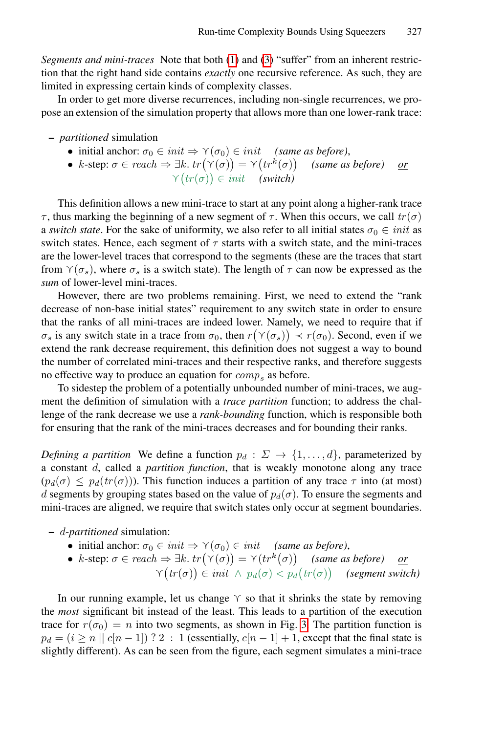*Segments and mini-traces* Note that both (1) and (3) "suffer" from an inherent restriction that the right hand side contains *exactly* one recursive reference. As such, they are limited in expressing certain kinds of complexity classes.

In order to get more diverse recurrences, including non-single recurrences, we propose an extension of the simulation property that allows more than one lower-rank trace:

- *partitioned* simulation
  - initial anchor: $\sigma_0 \in \mathit{init} \Rightarrow \curlyvee(\sigma_0) \in \mathit{init}$ *(same as before)*,
  - $k$-step: $\sigma \in \mathit{reach} \Rightarrow \exists k.\, tr\big(\curlyvee(\sigma)\big) = \curlyvee\big(tr^k(\sigma)\big)$ *(same as before)* *<u>or</u>* $\curlyvee\big(tr(\sigma)\big) \in \mathit{init}$ *(switch)*

This definition allows a new mini-trace to start at any point along a higher-rank trace $\tau$, thus marking the beginning of a new segment of $\tau$. When this occurs, we call $tr(\sigma)$ a *switch state*. For the sake of uniformity, we also refer to all initial states $\sigma_0 \in \mathit{init}$ as switch states. Hence, each segment of $\tau$ starts with a switch state, and the mini-traces are the lower-level traces that correspond to the segments (these are the traces that start from $\curlyvee(\sigma_s)$, where $\sigma_s$ is a switch state). The length of $\tau$ can now be expressed as the *sum* of lower-level mini-traces.

However, there are two problems remaining. First, we need to extend the "rank decrease of non-base initial states" requirement to any switch state in order to ensure that the ranks of all mini-traces are indeed lower. Namely, we need to require that if $\sigma_s$ is any switch state in a trace from $\sigma_0$, then $r\big(\curlyvee(\sigma_s)\big) \prec r(\sigma_0)$. Second, even if we extend the rank decrease requirement, this definition does not suggest a way to bound the number of correlated mini-traces and their respective ranks, and therefore suggests no effective way to produce an equation for $comp_s$ as before.

To sidestep the problem of a potentially unbounded number of mini-traces, we augment the definition of simulation with a *trace partition* function; to address the challenge of the rank decrease we use a *rank-bounding* function, which is responsible both for ensuring that the rank of the mini-traces decreases and for bounding their ranks.

*Defining a partition* We define a function $p_d : \Sigma \to \{1, \ldots, d\}$, parameterized by a constant $d$, called a *partition function*, that is weakly monotone along any trace ($p_d(\sigma) \le p_d(tr(\sigma))$). This function induces a partition of any trace $\tau$ into (at most) $d$ segments by grouping states based on the value of $p_d(\sigma)$. To ensure the segments and mini-traces are aligned, we require that switch states only occur at segment boundaries.

- *$d$-partitioned* simulation:
  - initial anchor: $\sigma_0 \in \mathit{init} \Rightarrow \curlyvee(\sigma_0) \in \mathit{init}$ *(same as before)*,
  - $k$-step: $\sigma \in \mathit{reach} \Rightarrow \exists k.\, tr\big(\curlyvee(\sigma)\big) = \curlyvee\big(tr^k(\sigma)\big)$ *(same as before)* *<u>or</u>* $\curlyvee\big(tr(\sigma)\big) \in \mathit{init} \wedge p_d(\sigma) < p_d\big(tr(\sigma)\big)$ *(segment switch)*

In our running example, let us change $\curlyvee$ so that it shrinks the state by removing the *most* significant bit instead of the least. This leads to a partition of the execution trace for $r(\sigma_0) = n$ into two segments, as shown in Fig. 3. The partition function is $p_d = (i \ge n \mid\mid c[n-1])\ ?\ 2\ :\ 1$ (essentially, $c[n-1]+1$, except that the final state is slightly different). As can be seen from the figure, each segment simulates a mini-trace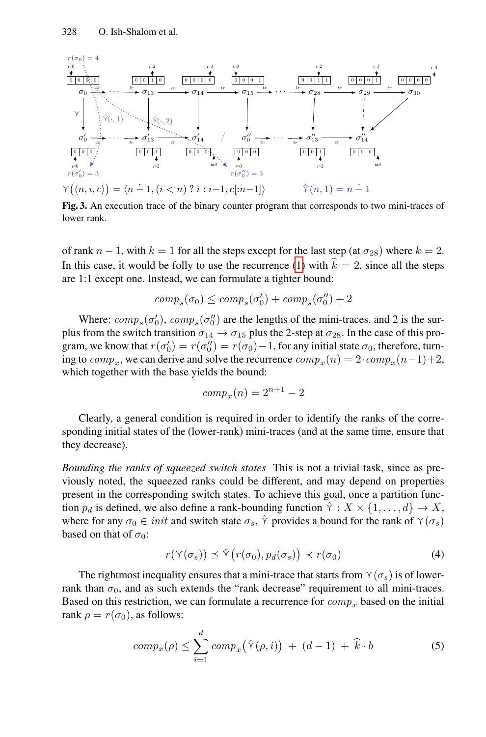$\curlyvee(\langle n, i, c \rangle) = \langle n \dot{-} 1, (i < n) \; ? \; i : i{-}1, c[:n{-}1] \rangle$ $\qquad$ $\hat{\curlyvee}(n, 1) = n \dot{-} 1$

**Fig. 3.** An execution trace of the binary counter program that corresponds to two mini-traces of lower rank.

of rank $n-1$, with $k=1$ for all the steps except for the last step (at $\sigma_{28}$) where $k=2$. In this case, it would be folly to use the recurrence (1) with $\widehat{k}=2$, since all the steps are 1:1 except one. Instead, we can formulate a tighter bound:

$$comp_s(\sigma_0) \leq comp_s(\sigma_0') + comp_s(\sigma_0'') + 2$$

Where: $comp_s(\sigma_0')$, $comp_s(\sigma_0'')$ are the lengths of the mini-traces, and 2 is the surplus from the switch transition $\sigma_{14} \to \sigma_{15}$ plus the 2-step at $\sigma_{28}$. In the case of this program, we know that $r(\sigma_0') = r(\sigma_0'') = r(\sigma_0) - 1$, for any initial state $\sigma_0$, therefore, turning to $comp_x$, we can derive and solve the recurrence $comp_x(n) = 2 \cdot comp_x(n-1) + 2$, which together with the base yields the bound:

$$comp_x(n) = 2^{n+1} - 2$$

Clearly, a general condition is required in order to identify the ranks of the corresponding initial states of the (lower-rank) mini-traces (and at the same time, ensure that they decrease).

*Bounding the ranks of squeezed switch states* This is not a trivial task, since as previously noted, the squeezed ranks could be different, and may depend on properties present in the corresponding switch states. To achieve this goal, once a partition function $p_d$ is defined, we also define a rank-bounding function $\hat{\curlyvee} : X \times \{1, \ldots, d\} \to X$, where for any $\sigma_0 \in init$ and switch state $\sigma_s$, $\hat{\curlyvee}$ provides a bound for the rank of $\curlyvee(\sigma_s)$ based on that of $\sigma_0$:

$$r(\curlyvee(\sigma_s)) \preceq \hat{\curlyvee}\big(r(\sigma_0), p_d(\sigma_s)\big) \prec r(\sigma_0) \tag{4}$$

The rightmost inequality ensures that a mini-trace that starts from $\curlyvee(\sigma_s)$ is of lower-rank than $\sigma_0$, and as such extends the "rank decrease" requirement to all mini-traces. Based on this restriction, we can formulate a recurrence for $comp_x$ based on the initial rank $\rho = r(\sigma_0)$, as follows:

$$comp_x(\rho) \leq \sum_{i=1}^{d} comp_x\big(\hat{\curlyvee}(\rho, i)\big) \;+\; (d-1) \;+\; \widehat{k} \cdot b \tag{5}$$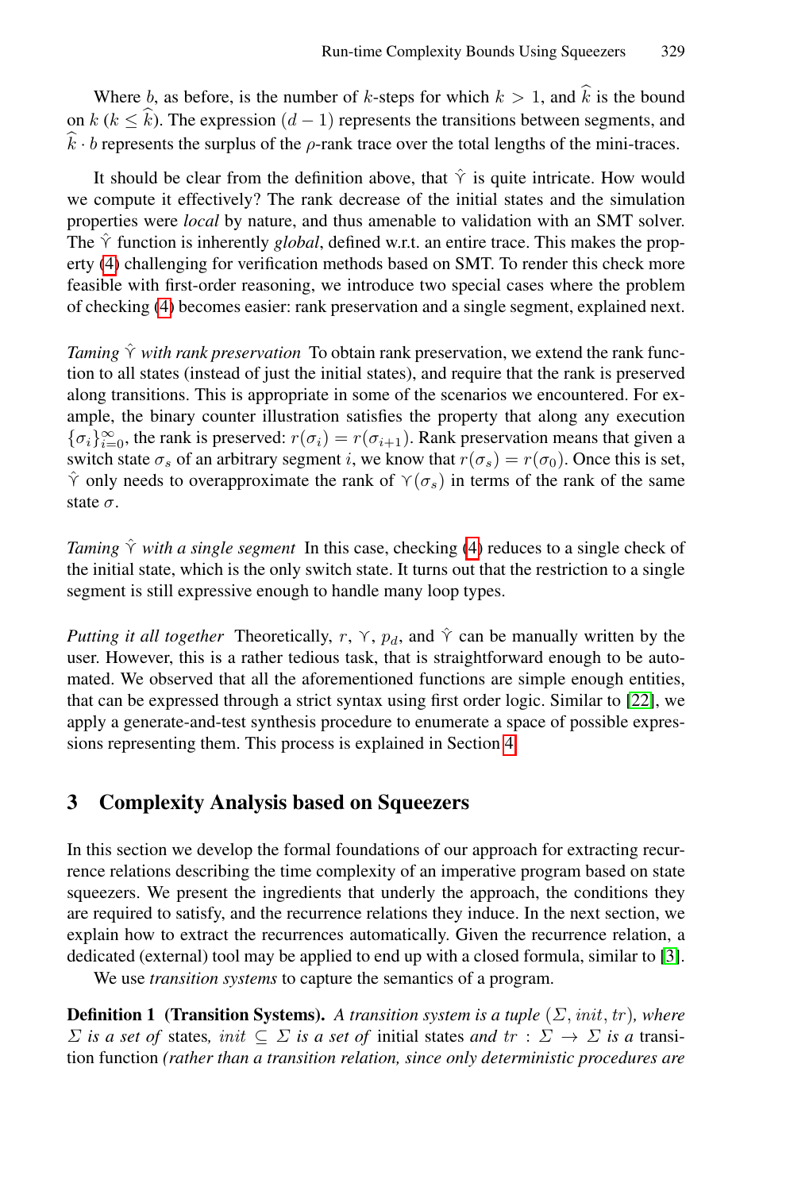Where $b$, as before, is the number of $k$-steps for which $k > 1$, and $\widehat{k}$ is the bound on $k$ ($k \leq \widehat{k}$). The expression $(d-1)$ represents the transitions between segments, and $\widehat{k} \cdot b$ represents the surplus of the $\rho$-rank trace over the total lengths of the mini-traces.

It should be clear from the definition above, that $\hat{\curlyvee}$ is quite intricate. How would we compute it effectively? The rank decrease of the initial states and the simulation properties were *local* by nature, and thus amenable to validation with an SMT solver. The $\hat{\curlyvee}$ function is inherently *global*, defined w.r.t. an entire trace. This makes the property (4) challenging for verification methods based on SMT. To render this check more feasible with first-order reasoning, we introduce two special cases where the problem of checking (4) becomes easier: rank preservation and a single segment, explained next.

*Taming $\hat{\curlyvee}$ with rank preservation* To obtain rank preservation, we extend the rank function to all states (instead of just the initial states), and require that the rank is preserved along transitions. This is appropriate in some of the scenarios we encountered. For example, the binary counter illustration satisfies the property that along any execution $\{\sigma_i\}_{i=0}^{\infty}$, the rank is preserved: $r(\sigma_i) = r(\sigma_{i+1})$. Rank preservation means that given a switch state $\sigma_s$ of an arbitrary segment $i$, we know that $r(\sigma_s) = r(\sigma_0)$. Once this is set, $\hat{\curlyvee}$ only needs to overapproximate the rank of $\curlyvee(\sigma_s)$ in terms of the rank of the same state $\sigma$.

*Taming $\hat{\curlyvee}$ with a single segment* In this case, checking (4) reduces to a single check of the initial state, which is the only switch state. It turns out that the restriction to a single segment is still expressive enough to handle many loop types.

*Putting it all together* Theoretically, $r$, $\curlyvee$, $p_d$, and $\hat{\curlyvee}$ can be manually written by the user. However, this is a rather tedious task, that is straightforward enough to be automated. We observed that all the aforementioned functions are simple enough entities, that can be expressed through a strict syntax using first order logic. Similar to [22], we apply a generate-and-test synthesis procedure to enumerate a space of possible expressions representing them. This process is explained in Section 4.

## 3 Complexity Analysis based on Squeezers

In this section we develop the formal foundations of our approach for extracting recurrence relations describing the time complexity of an imperative program based on state squeezers. We present the ingredients that underly the approach, the conditions they are required to satisfy, and the recurrence relations they induce. In the next section, we explain how to extract the recurrences automatically. Given the recurrence relation, a dedicated (external) tool may be applied to end up with a closed formula, similar to [3].

We use *transition systems* to capture the semantics of a program.

**Definition 1 (Transition Systems).** *A transition system is a tuple $(\Sigma, init, tr)$, where $\Sigma$ is a set of* states*, $init \subseteq \Sigma$ is a set of* initial states *and $tr : \Sigma \rightarrow \Sigma$ is a* transition function *(rather than a transition relation, since only deterministic procedures are*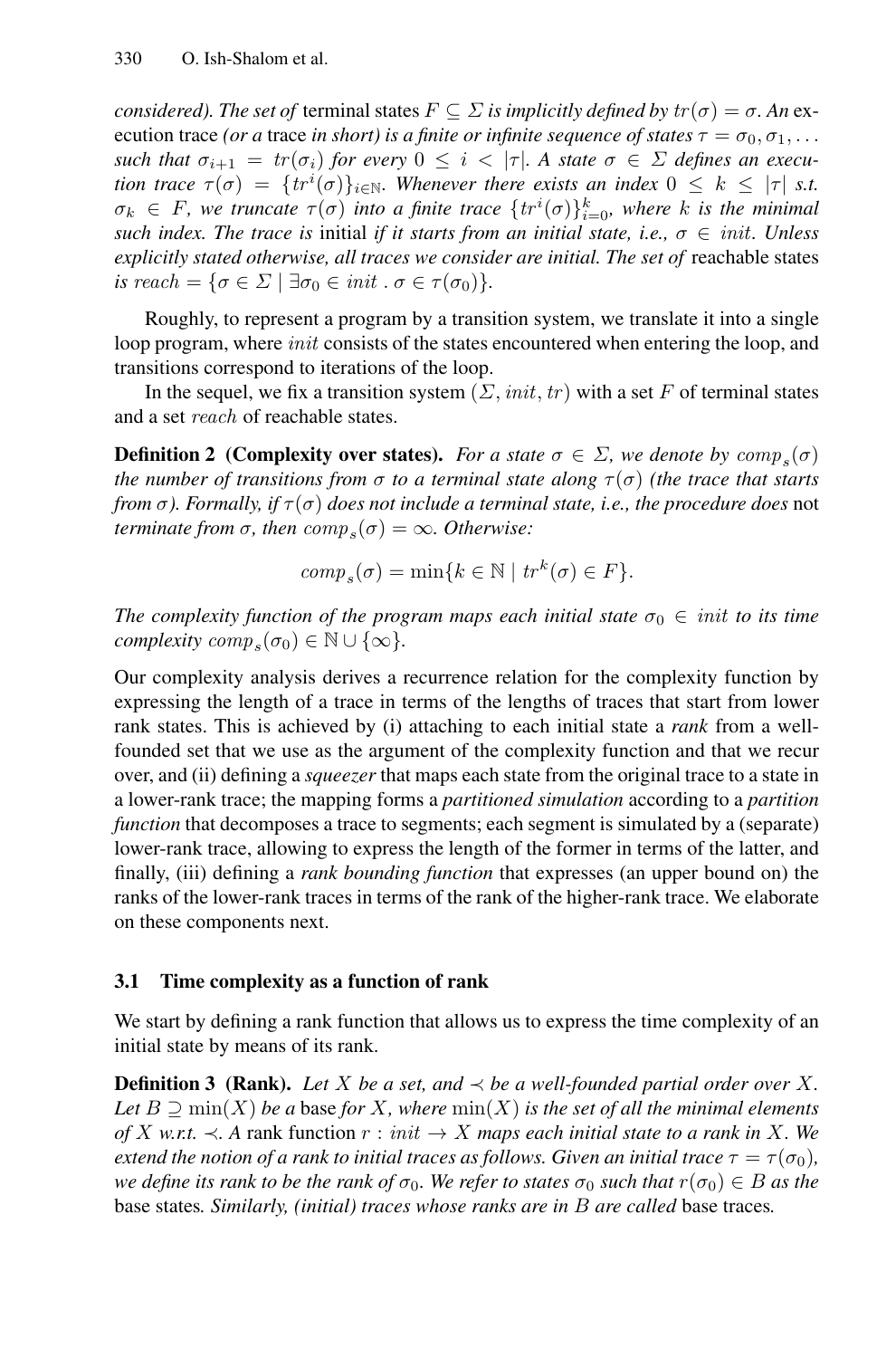*considered). The set of* terminal states $F \subseteq \Sigma$ *is implicitly defined by* $tr(\sigma) = \sigma$*. An* execution trace *(or a* trace *in short) is a finite or infinite sequence of states* $\tau = \sigma_0, \sigma_1, \ldots$ *such that* $\sigma_{i+1} = tr(\sigma_i)$ *for every* $0 \leq i < |\tau|$*. A state* $\sigma \in \Sigma$ *defines an execution trace* $\tau(\sigma) = \{tr^i(\sigma)\}_{i \in \mathbb{N}}$*. Whenever there exists an index* $0 \leq k \leq |\tau|$ *s.t.* $\sigma_k \in F$*, we truncate* $\tau(\sigma)$ *into a finite trace* $\{tr^i(\sigma)\}_{i=0}^{k}$*, where* $k$ *is the minimal such index. The trace is* initial *if it starts from an initial state, i.e.,* $\sigma \in init$*. Unless explicitly stated otherwise, all traces we consider are initial. The set of* reachable states *is* $reach = \{\sigma \in \Sigma \mid \exists \sigma_0 \in init \,.\, \sigma \in \tau(\sigma_0)\}$*.*

Roughly, to represent a program by a transition system, we translate it into a single loop program, where $init$ consists of the states encountered when entering the loop, and transitions correspond to iterations of the loop.

In the sequel, we fix a transition system $(\Sigma, init, tr)$ with a set $F$ of terminal states and a set $reach$ of reachable states.

**Definition 2 (Complexity over states).** *For a state* $\sigma \in \Sigma$*, we denote by* $comp_s(\sigma)$ *the number of transitions from* $\sigma$ *to a terminal state along* $\tau(\sigma)$ *(the trace that starts from* $\sigma$*). Formally, if* $\tau(\sigma)$ *does not include a terminal state, i.e., the procedure does* not *terminate from* $\sigma$*, then* $comp_s(\sigma) = \infty$*. Otherwise:*

$$comp_s(\sigma) = \min\{k \in \mathbb{N} \mid tr^k(\sigma) \in F\}.$$

*The complexity function of the program maps each initial state* $\sigma_0 \in init$ *to its time complexity* $comp_s(\sigma_0) \in \mathbb{N} \cup \{\infty\}$*.*

Our complexity analysis derives a recurrence relation for the complexity function by expressing the length of a trace in terms of the lengths of traces that start from lower rank states. This is achieved by (i) attaching to each initial state a *rank* from a well-founded set that we use as the argument of the complexity function and that we recur over, and (ii) defining a *squeezer* that maps each state from the original trace to a state in a lower-rank trace; the mapping forms a *partitioned simulation* according to a *partition function* that decomposes a trace to segments; each segment is simulated by a (separate) lower-rank trace, allowing to express the length of the former in terms of the latter, and finally, (iii) defining a *rank bounding function* that expresses (an upper bound on) the ranks of the lower-rank traces in terms of the rank of the higher-rank trace. We elaborate on these components next.

### 3.1 Time complexity as a function of rank

We start by defining a rank function that allows us to express the time complexity of an initial state by means of its rank.

**Definition 3 (Rank).** *Let* $X$ *be a set, and* $\prec$ *be a well-founded partial order over* $X$*. Let* $B \supseteq \min(X)$ *be a* base *for* $X$*, where* $\min(X)$ *is the set of all the minimal elements of* $X$ *w.r.t.* $\prec$*. A* rank function $r : init \to X$ *maps each initial state to a rank in* $X$*. We extend the notion of a rank to initial traces as follows. Given an initial trace* $\tau = \tau(\sigma_0)$*, we define its rank to be the rank of* $\sigma_0$*. We refer to states* $\sigma_0$ *such that* $r(\sigma_0) \in B$ *as the* base states*. Similarly, (initial) traces whose ranks are in* $B$ *are called* base traces*.*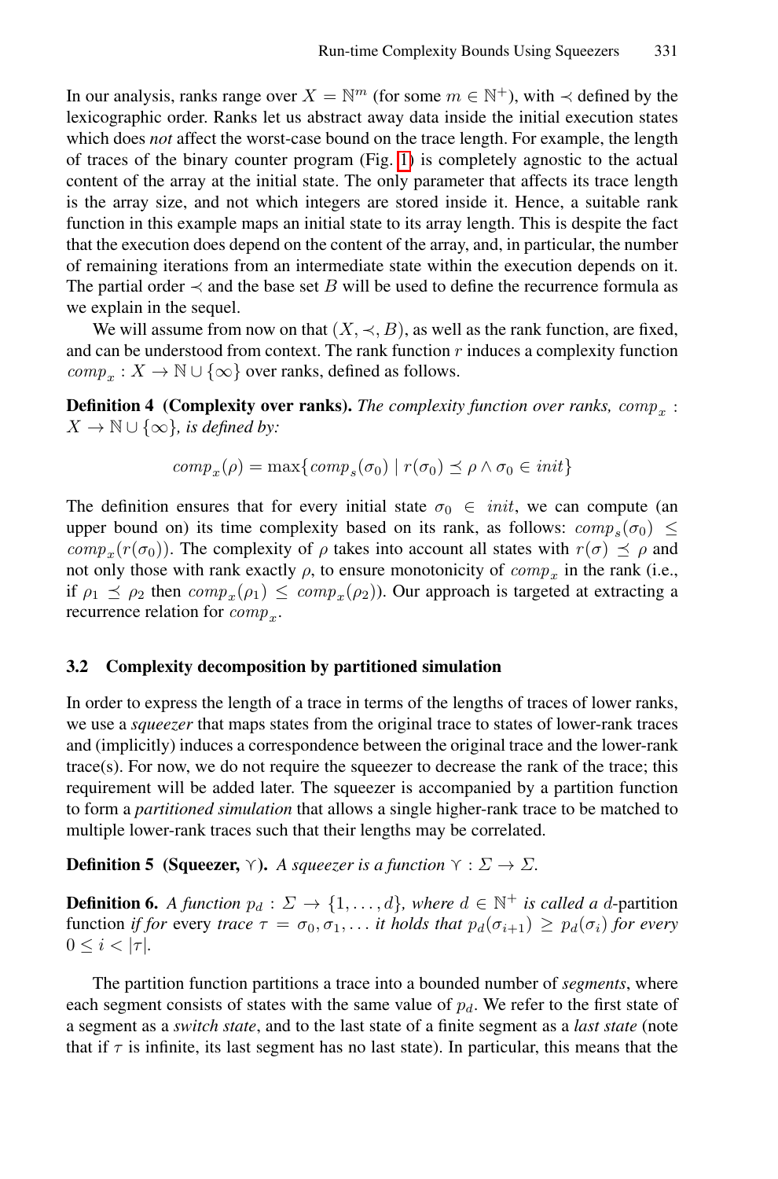In our analysis, ranks range over $X = \mathbb{N}^m$ (for some $m \in \mathbb{N}^+$), with $\prec$ defined by the lexicographic order. Ranks let us abstract away data inside the initial execution states which does *not* affect the worst-case bound on the trace length. For example, the length of traces of the binary counter program (Fig. 1) is completely agnostic to the actual content of the array at the initial state. The only parameter that affects its trace length is the array size, and not which integers are stored inside it. Hence, a suitable rank function in this example maps an initial state to its array length. This is despite the fact that the execution does depend on the content of the array, and, in particular, the number of remaining iterations from an intermediate state within the execution depends on it. The partial order $\prec$ and the base set $B$ will be used to define the recurrence formula as we explain in the sequel.

We will assume from now on that $(X, \prec, B)$, as well as the rank function, are fixed, and can be understood from context. The rank function $r$ induces a complexity function $comp_x : X \to \mathbb{N} \cup \{\infty\}$ over ranks, defined as follows.

**Definition 4 (Complexity over ranks).** *The complexity function over ranks, $comp_x : X \to \mathbb{N} \cup \{\infty\}$, is defined by:*

$$comp_x(\rho) = \max\{comp_s(\sigma_0) \mid r(\sigma_0) \preceq \rho \wedge \sigma_0 \in init\}$$

The definition ensures that for every initial state $\sigma_0 \in init$, we can compute (an upper bound on) its time complexity based on its rank, as follows: $comp_s(\sigma_0) \leq comp_x(r(\sigma_0))$. The complexity of $\rho$ takes into account all states with $r(\sigma) \preceq \rho$ and not only those with rank exactly $\rho$, to ensure monotonicity of $comp_x$ in the rank (i.e., if $\rho_1 \preceq \rho_2$ then $comp_x(\rho_1) \leq comp_x(\rho_2)$). Our approach is targeted at extracting a recurrence relation for $comp_x$.

### 3.2 Complexity decomposition by partitioned simulation

In order to express the length of a trace in terms of the lengths of traces of lower ranks, we use a *squeezer* that maps states from the original trace to states of lower-rank traces and (implicitly) induces a correspondence between the original trace and the lower-rank trace(s). For now, we do not require the squeezer to decrease the rank of the trace; this requirement will be added later. The squeezer is accompanied by a partition function to form a *partitioned simulation* that allows a single higher-rank trace to be matched to multiple lower-rank traces such that their lengths may be correlated.

**Definition 5 (Squeezer, $\curlyvee$).** *A squeezer is a function $\curlyvee : \Sigma \to \Sigma$.*

**Definition 6.** *A function $p_d : \Sigma \to \{1, \ldots, d\}$, where $d \in \mathbb{N}^+$ is called a $d$-*partition function *if for* every *trace $\tau = \sigma_0, \sigma_1, \ldots$ it holds that $p_d(\sigma_{i+1}) \geq p_d(\sigma_i)$ for every $0 \leq i < |\tau|$.*

The partition function partitions a trace into a bounded number of *segments*, where each segment consists of states with the same value of $p_d$. We refer to the first state of a segment as a *switch state*, and to the last state of a finite segment as a *last state* (note that if $\tau$ is infinite, its last segment has no last state). In particular, this means that the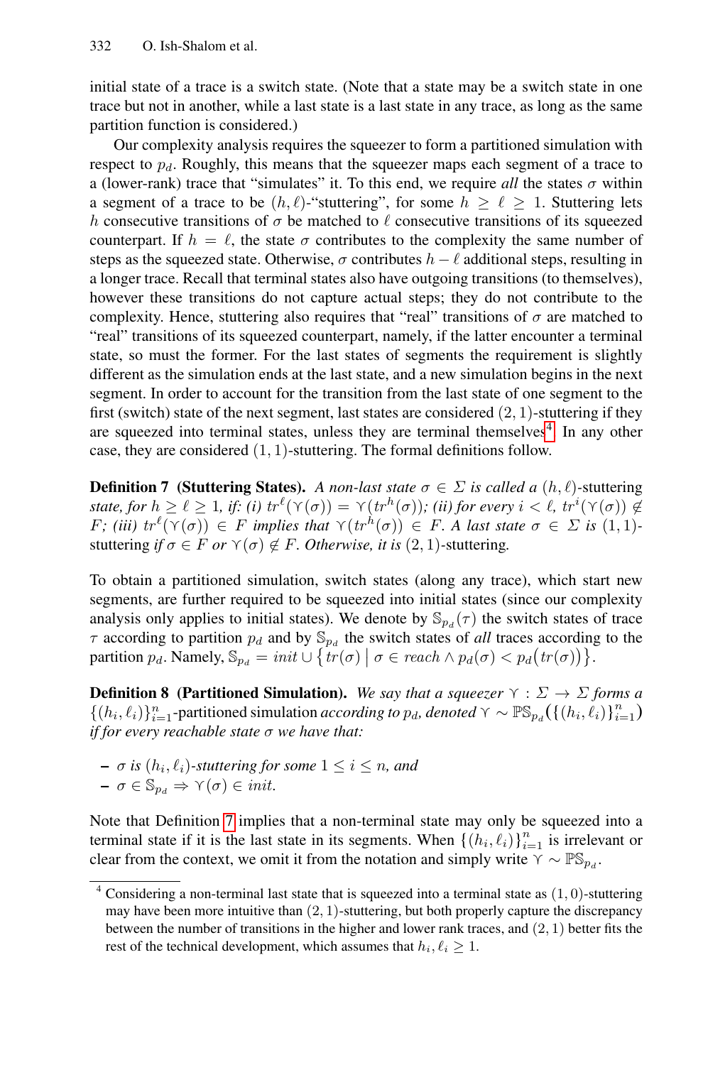initial state of a trace is a switch state. (Note that a state may be a switch state in one trace but not in another, while a last state is a last state in any trace, as long as the same partition function is considered.)

Our complexity analysis requires the squeezer to form a partitioned simulation with respect to $p_d$. Roughly, this means that the squeezer maps each segment of a trace to a (lower-rank) trace that "simulates" it. To this end, we require *all* the states $\sigma$ within a segment of a trace to be $(h, \ell)$-"stuttering", for some $h \geq \ell \geq 1$. Stuttering lets $h$ consecutive transitions of $\sigma$ be matched to $\ell$ consecutive transitions of its squeezed counterpart. If $h = \ell$, the state $\sigma$ contributes to the complexity the same number of steps as the squeezed state. Otherwise, $\sigma$ contributes $h - \ell$ additional steps, resulting in a longer trace. Recall that terminal states also have outgoing transitions (to themselves), however these transitions do not capture actual steps; they do not contribute to the complexity. Hence, stuttering also requires that "real" transitions of $\sigma$ are matched to "real" transitions of its squeezed counterpart, namely, if the latter encounter a terminal state, so must the former. For the last states of segments the requirement is slightly different as the simulation ends at the last state, and a new simulation begins in the next segment. In order to account for the transition from the last state of one segment to the first (switch) state of the next segment, last states are considered $(2, 1)$-stuttering if they are squeezed into terminal states, unless they are terminal themselves[4]. In any other case, they are considered $(1, 1)$-stuttering. The formal definitions follow.

**Definition 7 (Stuttering States).** *A non-last state $\sigma \in \Sigma$ is called a $(h, \ell)$-*stuttering *state, for $h \geq \ell \geq 1$, if: (i) $tr^{\ell}(\curlyvee(\sigma)) = \curlyvee(tr^{h}(\sigma))$; (ii) for every $i < \ell$, $tr^{i}(\curlyvee(\sigma)) \notin F$; (iii) $tr^{\ell}(\curlyvee(\sigma)) \in F$ implies that $\curlyvee(tr^{h}(\sigma)) \in F$. A last state $\sigma \in \Sigma$ is $(1, 1)$-*stuttering *if $\sigma \in F$ or $\curlyvee(\sigma) \notin F$. Otherwise, it is $(2, 1)$-*stuttering.

To obtain a partitioned simulation, switch states (along any trace), which start new segments, are further required to be squeezed into initial states (since our complexity analysis only applies to initial states). We denote by $\mathbb{S}_{p_d}(\tau)$ the switch states of trace $\tau$ according to partition $p_d$ and by $\mathbb{S}_{p_d}$ the switch states of *all* traces according to the partition $p_d$. Namely, $\mathbb{S}_{p_d} = init \cup \{ tr(\sigma) \mid \sigma \in reach \wedge p_d(\sigma) < p_d(tr(\sigma)) \}$.

**Definition 8 (Partitioned Simulation).** *We say that a squeezer $\curlyvee : \Sigma \to \Sigma$ forms a $\{(h_i, \ell_i)\}_{i=1}^{n}$-*partitioned simulation *according to $p_d$, denoted $\curlyvee \sim \mathbb{PS}_{p_d}(\{(h_i, \ell_i)\}_{i=1}^{n})$ if for every reachable state $\sigma$ we have that:*

- *$\sigma$ is $(h_i, \ell_i)$-stuttering for some $1 \leq i \leq n$, and*
- *$\sigma \in \mathbb{S}_{p_d} \Rightarrow \curlyvee(\sigma) \in init$.*

Note that Definition 7 implies that a non-terminal state may only be squeezed into a terminal state if it is the last state in its segments. When $\{(h_i, \ell_i)\}_{i=1}^{n}$ is irrelevant or clear from the context, we omit it from the notation and simply write $\curlyvee \sim \mathbb{PS}_{p_d}$.

[4] Considering a non-terminal last state that is squeezed into a terminal state as $(1, 0)$-stuttering may have been more intuitive than $(2, 1)$-stuttering, but both properly capture the discrepancy between the number of transitions in the higher and lower rank traces, and $(2, 1)$ better fits the rest of the technical development, which assumes that $h_i, \ell_i \geq 1$.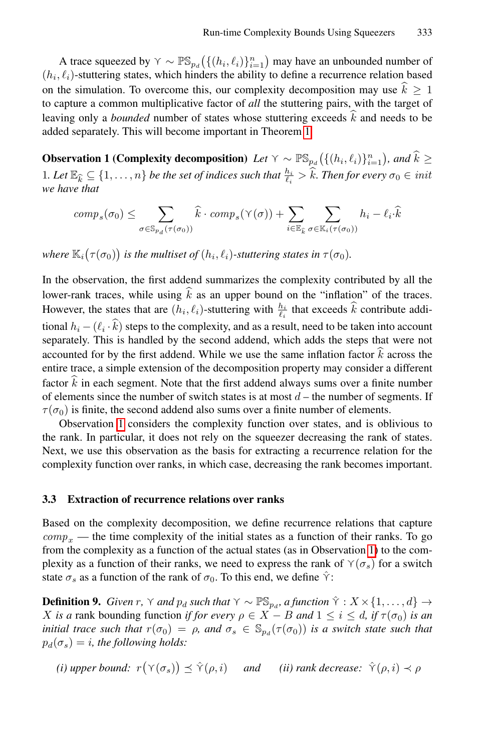A trace squeezed by $\curlyvee \sim \mathbb{PS}_{p_d}\big(\{(h_i, \ell_i)\}_{i=1}^n\big)$ may have an unbounded number of $(h_i, \ell_i)$-stuttering states, which hinders the ability to define a recurrence relation based on the simulation. To overcome this, our complexity decomposition may use $\widehat{k} \geq 1$ to capture a common multiplicative factor of *all* the stuttering pairs, with the target of leaving only a *bounded* number of states whose stuttering exceeds $\widehat{k}$ and needs to be added separately. This will become important in Theorem 1.

**Observation 1 (Complexity decomposition)** *Let $\curlyvee \sim \mathbb{PS}_{p_d}\big(\{(h_i, \ell_i)\}_{i=1}^n\big)$, and $\widehat{k} \geq 1$. Let $\mathbb{E}_{\widehat{k}} \subseteq \{1, \ldots, n\}$ be the set of indices such that $\frac{h_i}{\ell_i} > \widehat{k}$. Then for every $\sigma_0 \in init$ we have that*

$$comp_s(\sigma_0) \leq \sum_{\sigma \in \mathbb{S}_{p_d}(\tau(\sigma_0))} \widehat{k} \cdot comp_s(\curlyvee(\sigma)) + \sum_{i \in \mathbb{E}_{\widehat{k}}} \sum_{\sigma \in \mathbb{K}_i(\tau(\sigma_0))} h_i - \ell_i \cdot \widehat{k}$$

*where $\mathbb{K}_i\big(\tau(\sigma_0)\big)$ is the multiset of $(h_i, \ell_i)$-stuttering states in $\tau(\sigma_0)$.*

In the observation, the first addend summarizes the complexity contributed by all the lower-rank traces, while using $\widehat{k}$ as an upper bound on the "inflation" of the traces. However, the states that are $(h_i, \ell_i)$-stuttering with $\frac{h_i}{\ell_i}$ that exceeds $\widehat{k}$ contribute additional $h_i - (\ell_i \cdot \widehat{k})$ steps to the complexity, and as a result, need to be taken into account separately. This is handled by the second addend, which adds the steps that were not accounted for by the first addend. While we use the same inflation factor $\widehat{k}$ across the entire trace, a simple extension of the decomposition property may consider a different factor $\widehat{k}$ in each segment. Note that the first addend always sums over a finite number of elements since the number of switch states is at most $d$ – the number of segments. If $\tau(\sigma_0)$ is finite, the second addend also sums over a finite number of elements.

Observation 1 considers the complexity function over states, and is oblivious to the rank. In particular, it does not rely on the squeezer decreasing the rank of states. Next, we use this observation as the basis for extracting a recurrence relation for the complexity function over ranks, in which case, decreasing the rank becomes important.

### 3.3 Extraction of recurrence relations over ranks

Based on the complexity decomposition, we define recurrence relations that capture $comp_x$ — the time complexity of the initial states as a function of their ranks. To go from the complexity as a function of the actual states (as in Observation 1) to the complexity as a function of their ranks, we need to express the rank of $\curlyvee(\sigma_s)$ for a switch state $\sigma_s$ as a function of the rank of $\sigma_0$. To this end, we define $\hat{\curlyvee}$:

**Definition 9.** *Given $r$, $\curlyvee$ and $p_d$ such that $\curlyvee \sim \mathbb{PS}_{p_d}$, a function $\hat{\curlyvee} : X \times \{1, \ldots, d\} \to X$ is a* rank bounding function *if for every $\rho \in X - B$ and $1 \leq i \leq d$, if $\tau(\sigma_0)$ is an initial trace such that $r(\sigma_0) = \rho$, and $\sigma_s \in \mathbb{S}_{p_d}(\tau(\sigma_0))$ is a switch state such that $p_d(\sigma_s) = i$, the following holds:*

*(i) upper bound: $r\big(\curlyvee(\sigma_s)\big) \preceq \hat{\curlyvee}(\rho, i)$ and (ii) rank decrease: $\hat{\curlyvee}(\rho, i) \prec \rho$*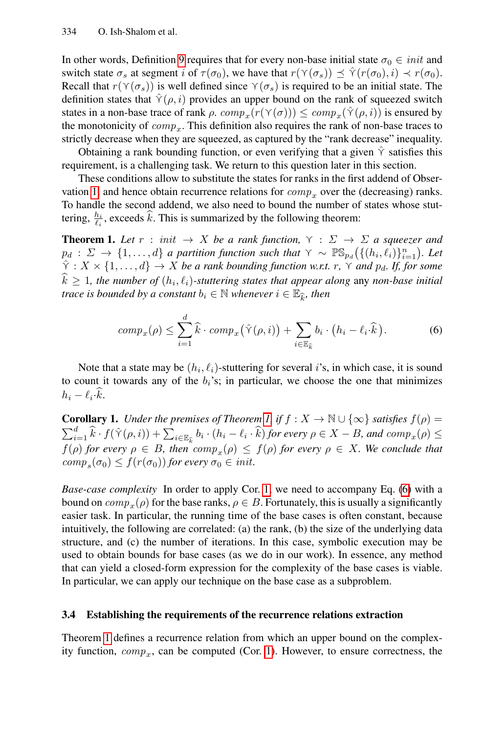In other words, Definition 9 requires that for every non-base initial state $\sigma_0 \in init$ and switch state $\sigma_s$ at segment $i$ of $\tau(\sigma_0)$, we have that $r(\curlyvee(\sigma_s)) \preceq \hat{\curlyvee}(r(\sigma_0), i) \prec r(\sigma_0)$. Recall that $r(\curlyvee(\sigma_s))$ is well defined since $\curlyvee(\sigma_s)$ is required to be an initial state. The definition states that $\hat{\curlyvee}(\rho, i)$ provides an upper bound on the rank of squeezed switch states in a non-base trace of rank $\rho$. $comp_x(r(\curlyvee(\sigma))) \leq comp_x(\hat{\curlyvee}(\rho, i))$ is ensured by the monotonicity of $comp_x$. This definition also requires the rank of non-base traces to strictly decrease when they are squeezed, as captured by the "rank decrease" inequality.

Obtaining a rank bounding function, or even verifying that a given $\hat{\curlyvee}$ satisfies this requirement, is a challenging task. We return to this question later in this section.

These conditions allow to substitute the states for ranks in the first addend of Observation 1, and hence obtain recurrence relations for $comp_x$ over the (decreasing) ranks. To handle the second addend, we also need to bound the number of states whose stuttering, $\frac{h_i}{\ell_i}$, exceeds $\widehat{k}$. This is summarized by the following theorem:

**Theorem 1.** *Let $r : init \to X$ be a rank function, $\curlyvee : \Sigma \to \Sigma$ a squeezer and $p_d : \Sigma \to \{1, \ldots, d\}$ a partition function such that $\curlyvee \sim \mathbb{PS}_{p_d}(\{(h_i, \ell_i)\}_{i=1}^{n})$. Let $\hat{\curlyvee} : X \times \{1, \ldots, d\} \to X$ be a rank bounding function w.r.t. $r$, $\curlyvee$ and $p_d$. If, for some $\widehat{k} \geq 1$, the number of $(h_i, \ell_i)$-stuttering states that appear along* any *non-base initial trace is bounded by a constant $b_i \in \mathbb{N}$ whenever $i \in \mathbb{E}_{\widehat{k}}$, then*

$$comp_x(\rho) \leq \sum_{i=1}^{d} \widehat{k} \cdot comp_x\big(\hat{\curlyvee}(\rho, i)\big) + \sum_{i \in \mathbb{E}_{\widehat{k}}} b_i \cdot \big(h_i - \ell_i \cdot \widehat{k}\big). \tag{6}$$

Note that a state may be $(h_i, \ell_i)$-stuttering for several $i$'s, in which case, it is sound to count it towards any of the $b_i$'s; in particular, we choose the one that minimizes $h_i - \ell_i \cdot \widehat{k}$.

**Corollary 1.** *Under the premises of Theorem 1, if $f : X \to \mathbb{N} \cup \{\infty\}$ satisfies $f(\rho) = \sum_{i=1}^{d} \widehat{k} \cdot f(\hat{\curlyvee}(\rho, i)) + \sum_{i \in \mathbb{E}_{\widehat{k}}} b_i \cdot (h_i - \ell_i \cdot \widehat{k})$ for every $\rho \in X - B$, and $comp_x(\rho) \leq f(\rho)$ for every $\rho \in B$, then $comp_x(\rho) \leq f(\rho)$ for every $\rho \in X$. We conclude that $comp_s(\sigma_0) \leq f(r(\sigma_0))$ for every $\sigma_0 \in init$.*

*Base-case complexity* In order to apply Cor. 1, we need to accompany Eq. (6) with a bound on $comp_x(\rho)$ for the base ranks, $\rho \in B$. Fortunately, this is usually a significantly easier task. In particular, the running time of the base cases is often constant, because intuitively, the following are correlated: (a) the rank, (b) the size of the underlying data structure, and (c) the number of iterations. In this case, symbolic execution may be used to obtain bounds for base cases (as we do in our work). In essence, any method that can yield a closed-form expression for the complexity of the base cases is viable. In particular, we can apply our technique on the base case as a subproblem.

### 3.4 Establishing the requirements of the recurrence relations extraction

Theorem 1 defines a recurrence relation from which an upper bound on the complexity function, $comp_x$, can be computed (Cor. 1). However, to ensure correctness, the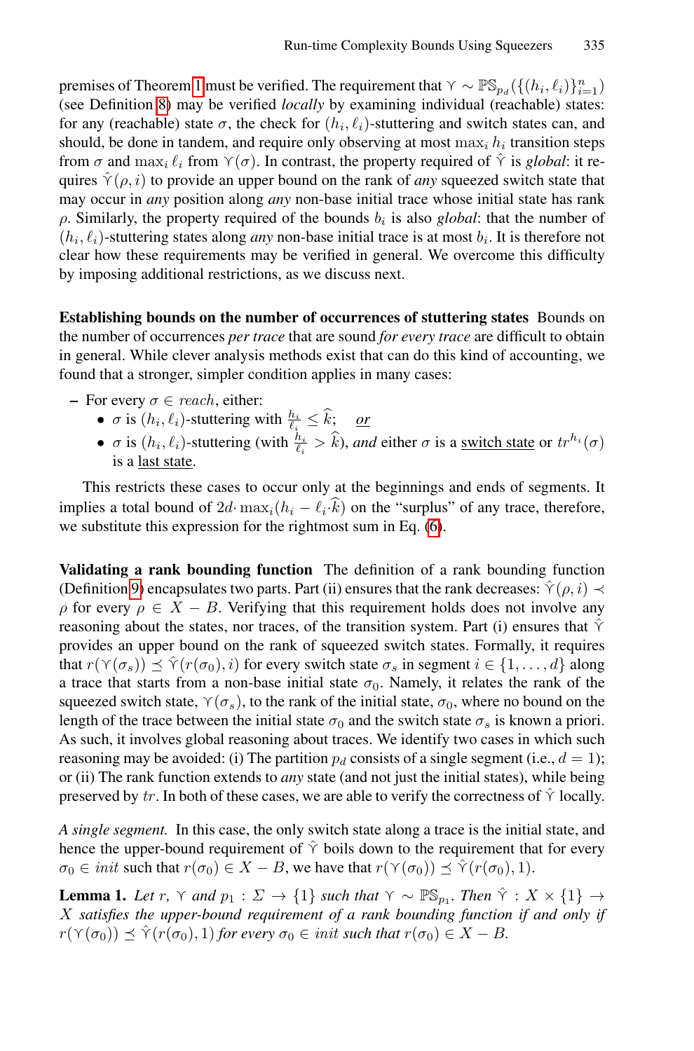premises of Theorem 1 must be verified. The requirement that $\curlyvee \sim \mathbb{PS}_{p_d}(\{(h_i, \ell_i)\}_{i=1}^n)$ (see Definition 8) may be verified *locally* by examining individual (reachable) states: for any (reachable) state $\sigma$, the check for $(h_i, \ell_i)$-stuttering and switch states can, and should, be done in tandem, and require only observing at most $\max_i h_i$ transition steps from $\sigma$ and $\max_i \ell_i$ from $\curlyvee(\sigma)$. In contrast, the property required of $\hat{\curlyvee}$ is *global*: it requires $\hat{\curlyvee}(\rho, i)$ to provide an upper bound on the rank of *any* squeezed switch state that may occur in *any* position along *any* non-base initial trace whose initial state has rank $\rho$. Similarly, the property required of the bounds $b_i$ is also *global*: that the number of $(h_i, \ell_i)$-stuttering states along *any* non-base initial trace is at most $b_i$. It is therefore not clear how these requirements may be verified in general. We overcome this difficulty by imposing additional restrictions, as we discuss next.

**Establishing bounds on the number of occurrences of stuttering states** Bounds on the number of occurrences *per trace* that are sound *for every trace* are difficult to obtain in general. While clever analysis methods exist that can do this kind of accounting, we found that a stronger, simpler condition applies in many cases:

- For every $\sigma \in reach$, either:
  - $\sigma$ is $(h_i, \ell_i)$-stuttering with $\frac{h_i}{\ell_i} \leq \widehat{k}$; <u>*or*</u>
  - $\sigma$ is $(h_i, \ell_i)$-stuttering (with $\frac{h_i}{\ell_i} > \widehat{k}$), *and* either $\sigma$ is a <u>switch state</u> or $tr^{h_i}(\sigma)$ is a <u>last state</u>.

This restricts these cases to occur only at the beginnings and ends of segments. It implies a total bound of $2d \cdot \max_i(h_i - \ell_i \cdot \widehat{k})$ on the "surplus" of any trace, therefore, we substitute this expression for the rightmost sum in Eq. (6).

**Validating a rank bounding function** The definition of a rank bounding function (Definition 9) encapsulates two parts. Part (ii) ensures that the rank decreases: $\hat{\curlyvee}(\rho, i) \prec \rho$ for every $\rho \in X - B$. Verifying that this requirement holds does not involve any reasoning about the states, nor traces, of the transition system. Part (i) ensures that $\hat{\curlyvee}$ provides an upper bound on the rank of squeezed switch states. Formally, it requires that $r(\curlyvee(\sigma_s)) \preceq \hat{\curlyvee}(r(\sigma_0), i)$ for every switch state $\sigma_s$ in segment $i \in \{1, \ldots, d\}$ along a trace that starts from a non-base initial state $\sigma_0$. Namely, it relates the rank of the squeezed switch state, $\curlyvee(\sigma_s)$, to the rank of the initial state, $\sigma_0$, where no bound on the length of the trace between the initial state $\sigma_0$ and the switch state $\sigma_s$ is known a priori. As such, it involves global reasoning about traces. We identify two cases in which such reasoning may be avoided: (i) The partition $p_d$ consists of a single segment (i.e., $d = 1$); or (ii) The rank function extends to *any* state (and not just the initial states), while being preserved by $tr$. In both of these cases, we are able to verify the correctness of $\hat{\curlyvee}$ locally.

*A single segment.* In this case, the only switch state along a trace is the initial state, and hence the upper-bound requirement of $\hat{\curlyvee}$ boils down to the requirement that for every $\sigma_0 \in init$ such that $r(\sigma_0) \in X - B$, we have that $r(\curlyvee(\sigma_0)) \preceq \hat{\curlyvee}(r(\sigma_0), 1)$.

**Lemma 1.** *Let $r$, $\curlyvee$ and $p_1 : \Sigma \to \{1\}$ such that $\curlyvee \sim \mathbb{PS}_{p_1}$. Then $\hat{\curlyvee} : X \times \{1\} \to X$ satisfies the upper-bound requirement of a rank bounding function if and only if $r(\curlyvee(\sigma_0)) \preceq \hat{\curlyvee}(r(\sigma_0), 1)$ for every $\sigma_0 \in init$ such that $r(\sigma_0) \in X - B$.*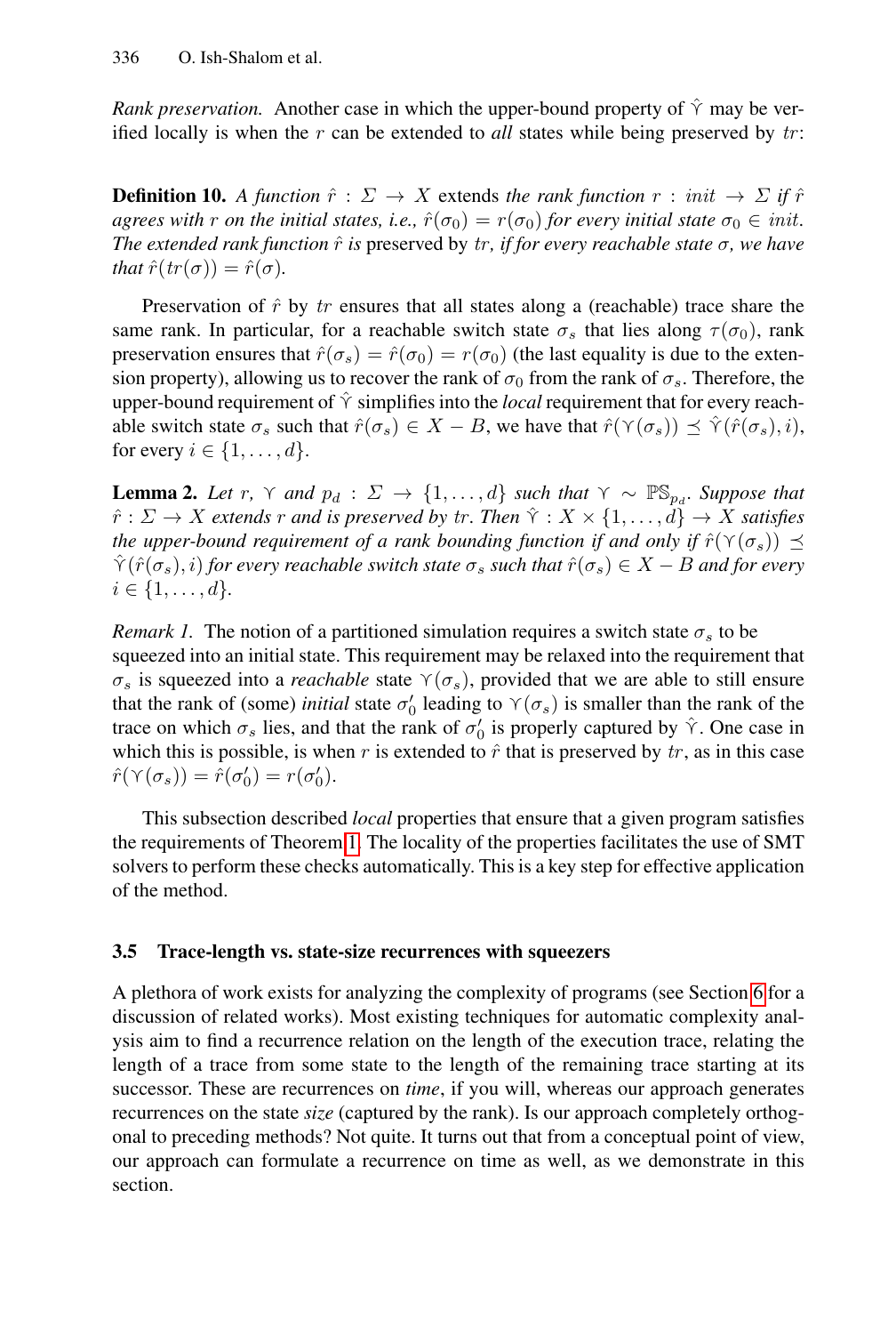*Rank preservation.* Another case in which the upper-bound property of $\hat{\curlyvee}$ may be verified locally is when the $r$ can be extended to *all* states while being preserved by $tr$:

**Definition 10.** *A function $\hat{r} : \Sigma \to X$* extends *the rank function $r : init \to \Sigma$ if $\hat{r}$ agrees with $r$ on the initial states, i.e., $\hat{r}(\sigma_0) = r(\sigma_0)$ for every initial state $\sigma_0 \in init$. The extended rank function $\hat{r}$ is* preserved by $tr$*, if for every reachable state $\sigma$, we have that $\hat{r}(tr(\sigma)) = \hat{r}(\sigma)$.*

Preservation of $\hat{r}$ by $tr$ ensures that all states along a (reachable) trace share the same rank. In particular, for a reachable switch state $\sigma_s$ that lies along $\tau(\sigma_0)$, rank preservation ensures that $\hat{r}(\sigma_s) = \hat{r}(\sigma_0) = r(\sigma_0)$ (the last equality is due to the extension property), allowing us to recover the rank of $\sigma_0$ from the rank of $\sigma_s$. Therefore, the upper-bound requirement of $\hat{\curlyvee}$ simplifies into the *local* requirement that for every reachable switch state $\sigma_s$ such that $\hat{r}(\sigma_s) \in X - B$, we have that $\hat{r}(\curlyvee(\sigma_s)) \preceq \hat{\curlyvee}(\hat{r}(\sigma_s), i)$, for every $i \in \{1, \ldots, d\}$.

**Lemma 2.** *Let $r$, $\curlyvee$ and $p_d : \Sigma \to \{1, \ldots, d\}$ such that $\curlyvee \sim \mathbb{PS}_{p_d}$. Suppose that $\hat{r} : \Sigma \to X$ extends $r$ and is preserved by $tr$. Then $\hat{\curlyvee} : X \times \{1, \ldots, d\} \to X$ satisfies the upper-bound requirement of a rank bounding function if and only if $\hat{r}(\curlyvee(\sigma_s)) \preceq \hat{\curlyvee}(\hat{r}(\sigma_s), i)$ for every reachable switch state $\sigma_s$ such that $\hat{r}(\sigma_s) \in X - B$ and for every $i \in \{1, \ldots, d\}$.*

*Remark 1.* The notion of a partitioned simulation requires a switch state $\sigma_s$ to be squeezed into an initial state. This requirement may be relaxed into the requirement that $\sigma_s$ is squeezed into a *reachable* state $\curlyvee(\sigma_s)$, provided that we are able to still ensure that the rank of (some) *initial* state $\sigma_0'$ leading to $\curlyvee(\sigma_s)$ is smaller than the rank of the trace on which $\sigma_s$ lies, and that the rank of $\sigma_0'$ is properly captured by $\hat{\curlyvee}$. One case in which this is possible, is when $r$ is extended to $\hat{r}$ that is preserved by $tr$, as in this case $\hat{r}(\curlyvee(\sigma_s)) = \hat{r}(\sigma_0') = r(\sigma_0')$.

This subsection described *local* properties that ensure that a given program satisfies the requirements of Theorem 1. The locality of the properties facilitates the use of SMT solvers to perform these checks automatically. This is a key step for effective application of the method.

### 3.5 Trace-length vs. state-size recurrences with squeezers

A plethora of work exists for analyzing the complexity of programs (see Section 6 for a discussion of related works). Most existing techniques for automatic complexity analysis aim to find a recurrence relation on the length of the execution trace, relating the length of a trace from some state to the length of the remaining trace starting at its successor. These are recurrences on *time*, if you will, whereas our approach generates recurrences on the state *size* (captured by the rank). Is our approach completely orthogonal to preceding methods? Not quite. It turns out that from a conceptual point of view, our approach can formulate a recurrence on time as well, as we demonstrate in this section.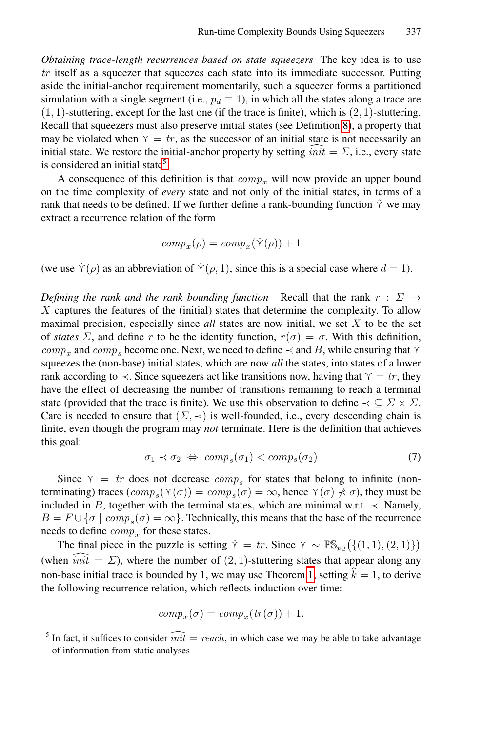*Obtaining trace-length recurrences based on state squeezers* The key idea is to use $tr$ itself as a squeezer that squeezes each state into its immediate successor. Putting aside the initial-anchor requirement momentarily, such a squeezer forms a partitioned simulation with a single segment (i.e., $p_d \equiv 1$), in which all the states along a trace are $(1, 1)$-stuttering, except for the last one (if the trace is finite), which is $(2, 1)$-stuttering. Recall that squeezers must also preserve initial states (see Definition 8), a property that may be violated when $\curlyvee = tr$, as the successor of an initial state is not necessarily an initial state. We restore the initial-anchor property by setting $\widehat{init} = \Sigma$, i.e., every state is considered an initial state[5].

A consequence of this definition is that $comp_x$ will now provide an upper bound on the time complexity of *every* state and not only of the initial states, in terms of a rank that needs to be defined. If we further define a rank-bounding function $\hat{\curlyvee}$ we may extract a recurrence relation of the form

$$comp_x(\rho) = comp_x(\hat{\curlyvee}(\rho)) + 1$$

(we use $\hat{\curlyvee}(\rho)$ as an abbreviation of $\hat{\curlyvee}(\rho, 1)$, since this is a special case where $d = 1$).

*Defining the rank and the rank bounding function* Recall that the rank $r : \Sigma \to X$ captures the features of the (initial) states that determine the complexity. To allow maximal precision, especially since *all* states are now initial, we set $X$ to be the set of *states* $\Sigma$, and define $r$ to be the identity function, $r(\sigma) = \sigma$. With this definition, $comp_x$ and $comp_s$ become one. Next, we need to define $\prec$ and $B$, while ensuring that $\curlyvee$ squeezes the (non-base) initial states, which are now *all* the states, into states of a lower rank according to $\prec$. Since squeezers act like transitions now, having that $\curlyvee = tr$, they have the effect of decreasing the number of transitions remaining to reach a terminal state (provided that the trace is finite). We use this observation to define $\prec \subseteq \Sigma \times \Sigma$. Care is needed to ensure that $(\Sigma, \prec)$ is well-founded, i.e., every descending chain is finite, even though the program may *not* terminate. Here is the definition that achieves this goal:

$$\sigma_1 \prec \sigma_2 \;\Leftrightarrow\; comp_s(\sigma_1) < comp_s(\sigma_2) \tag{7}$$

Since $\curlyvee = tr$ does not decrease $comp_s$ for states that belong to infinite (non-terminating) traces ($comp_s(\curlyvee(\sigma)) = comp_s(\sigma) = \infty$, hence $\curlyvee(\sigma) \not\prec \sigma$), they must be included in $B$, together with the terminal states, which are minimal w.r.t. $\prec$. Namely, $B = F \cup \{\sigma \mid comp_s(\sigma) = \infty\}$. Technically, this means that the base of the recurrence needs to define $comp_x$ for these states.

The final piece in the puzzle is setting $\hat{\curlyvee} = tr$. Since $\curlyvee \sim \mathbb{PS}_{p_d}\big(\{(1,1), (2,1)\}\big)$ (when $\widehat{init} = \Sigma$), where the number of $(2, 1)$-stuttering states that appear along any non-base initial trace is bounded by 1, we may use Theorem 1, setting $\widehat{k} = 1$, to derive the following recurrence relation, which reflects induction over time:

$$comp_x(\sigma) = comp_x(tr(\sigma)) + 1.$$

[5] In fact, it suffices to consider $\widehat{init} = reach$, in which case we may be able to take advantage of information from static analyses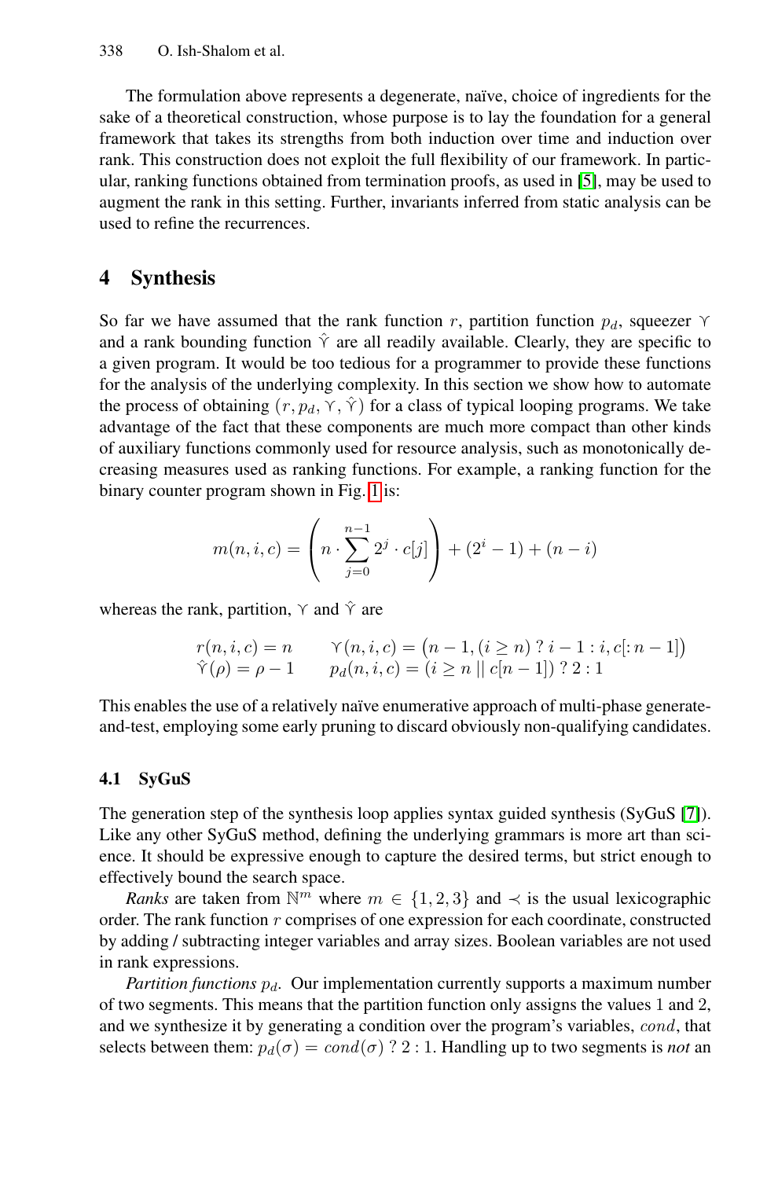The formulation above represents a degenerate, naïve, choice of ingredients for the sake of a theoretical construction, whose purpose is to lay the foundation for a general framework that takes its strengths from both induction over time and induction over rank. This construction does not exploit the full flexibility of our framework. In particular, ranking functions obtained from termination proofs, as used in [5], may be used to augment the rank in this setting. Further, invariants inferred from static analysis can be used to refine the recurrences.

## 4 Synthesis

So far we have assumed that the rank function $r$, partition function $p_d$, squeezer $\curlyvee$ and a rank bounding function $\hat{\curlyvee}$ are all readily available. Clearly, they are specific to a given program. It would be too tedious for a programmer to provide these functions for the analysis of the underlying complexity. In this section we show how to automate the process of obtaining $(r, p_d, \curlyvee, \hat{\curlyvee})$ for a class of typical looping programs. We take advantage of the fact that these components are much more compact than other kinds of auxiliary functions commonly used for resource analysis, such as monotonically decreasing measures used as ranking functions. For example, a ranking function for the binary counter program shown in Fig. 1 is:

$$m(n, i, c) = \left( n \cdot \sum_{j=0}^{n-1} 2^j \cdot c[j] \right) + (2^i - 1) + (n - i)$$

whereas the rank, partition, $\curlyvee$ and $\hat{\curlyvee}$ are

$$\begin{array}{ll} r(n, i, c) = n & \curlyvee(n, i, c) = \big(n - 1, (i \geq n) \mathbin{?} i - 1 : i, c[:n - 1]\big) \\ \hat{\curlyvee}(\rho) = \rho - 1 & p_d(n, i, c) = (i \geq n \mid\mid c[n - 1]) \mathbin{?} 2 : 1 \end{array}$$

This enables the use of a relatively naïve enumerative approach of multi-phase generate-and-test, employing some early pruning to discard obviously non-qualifying candidates.

### 4.1 SyGuS

The generation step of the synthesis loop applies syntax guided synthesis (SyGuS [7]). Like any other SyGuS method, defining the underlying grammars is more art than science. It should be expressive enough to capture the desired terms, but strict enough to effectively bound the search space.

*Ranks* are taken from $\mathbb{N}^m$ where $m \in \{1, 2, 3\}$ and $\prec$ is the usual lexicographic order. The rank function $r$ comprises of one expression for each coordinate, constructed by adding / subtracting integer variables and array sizes. Boolean variables are not used in rank expressions.

*Partition functions* $p_d$. Our implementation currently supports a maximum number of two segments. This means that the partition function only assigns the values 1 and 2, and we synthesize it by generating a condition over the program's variables, $cond$, that selects between them: $p_d(\sigma) = cond(\sigma) \mathbin{?} 2 : 1$. Handling up to two segments is *not* an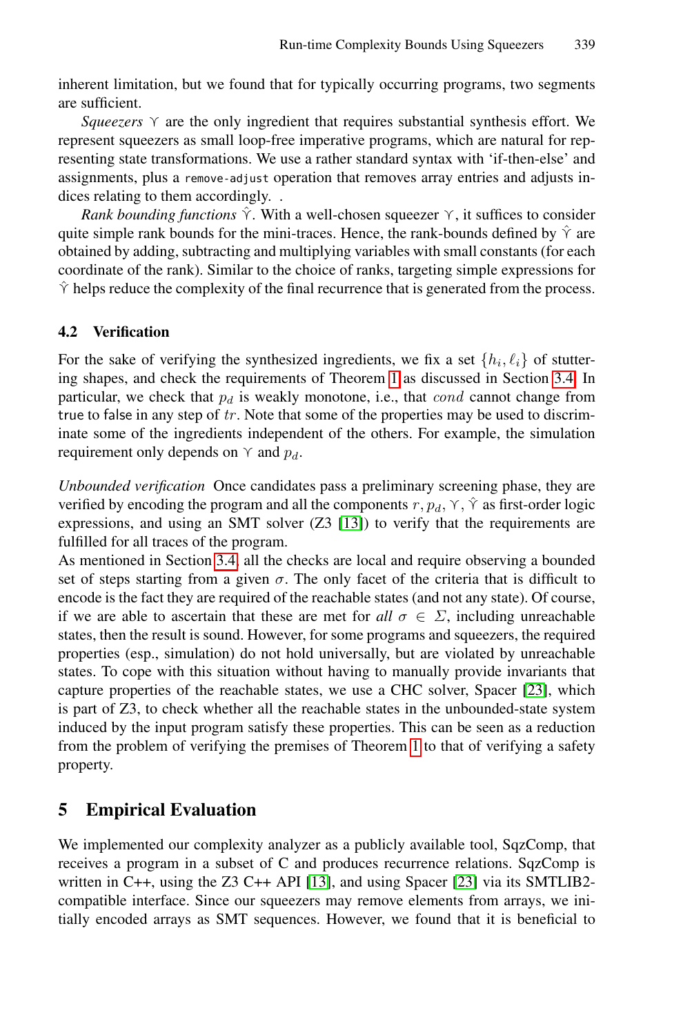inherent limitation, but we found that for typically occurring programs, two segments are sufficient.

*Squeezers* $\curlyvee$ are the only ingredient that requires substantial synthesis effort. We represent squeezers as small loop-free imperative programs, which are natural for representing state transformations. We use a rather standard syntax with 'if-then-else' and assignments, plus a `remove-adjust` operation that removes array entries and adjusts indices relating to them accordingly. .

*Rank bounding functions* $\hat{\curlyvee}$. With a well-chosen squeezer $\curlyvee$, it suffices to consider quite simple rank bounds for the mini-traces. Hence, the rank-bounds defined by $\hat{\curlyvee}$ are obtained by adding, subtracting and multiplying variables with small constants (for each coordinate of the rank). Similar to the choice of ranks, targeting simple expressions for $\hat{\curlyvee}$ helps reduce the complexity of the final recurrence that is generated from the process.

### 4.2 Verification

For the sake of verifying the synthesized ingredients, we fix a set $\{h_i, \ell_i\}$ of stuttering shapes, and check the requirements of Theorem 1 as discussed in Section 3.4. In particular, we check that $p_d$ is weakly monotone, i.e., that $cond$ cannot change from true to false in any step of $tr$. Note that some of the properties may be used to discriminate some of the ingredients independent of the others. For example, the simulation requirement only depends on $\curlyvee$ and $p_d$.

*Unbounded verification* Once candidates pass a preliminary screening phase, they are verified by encoding the program and all the components $r, p_d, \curlyvee, \hat{\curlyvee}$ as first-order logic expressions, and using an SMT solver (Z3 [13]) to verify that the requirements are fulfilled for all traces of the program.
As mentioned in Section 3.4, all the checks are local and require observing a bounded set of steps starting from a given $\sigma$. The only facet of the criteria that is difficult to encode is the fact they are required of the reachable states (and not any state). Of course, if we are able to ascertain that these are met for *all* $\sigma \in \Sigma$, including unreachable states, then the result is sound. However, for some programs and squeezers, the required properties (esp., simulation) do not hold universally, but are violated by unreachable states. To cope with this situation without having to manually provide invariants that capture properties of the reachable states, we use a CHC solver, Spacer [23], which is part of Z3, to check whether all the reachable states in the unbounded-state system induced by the input program satisfy these properties. This can be seen as a reduction from the problem of verifying the premises of Theorem 1 to that of verifying a safety property.

## 5 Empirical Evaluation

We implemented our complexity analyzer as a publicly available tool, SqzComp, that receives a program in a subset of C and produces recurrence relations. SqzComp is written in C++, using the Z3 C++ API [13], and using Spacer [23] via its SMTLIB2-compatible interface. Since our squeezers may remove elements from arrays, we initially encoded arrays as SMT sequences. However, we found that it is beneficial to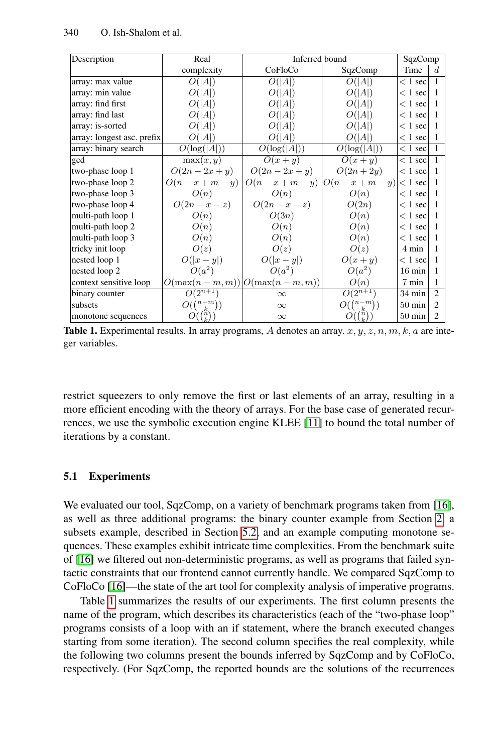| Description | Real complexity | Inferred bound | | SqzComp | |
|---|---|---|---|---|---|
| | | CoFloCo | SqzComp | Time | $d$ |
| array: max value | $O(\lvert A\rvert)$ | $O(\lvert A\rvert)$ | $O(\lvert A\rvert)$ | $<1$ sec | 1 |
| array: min value | $O(\lvert A\rvert)$ | $O(\lvert A\rvert)$ | $O(\lvert A\rvert)$ | $<1$ sec | 1 |
| array: find first | $O(\lvert A\rvert)$ | $O(\lvert A\rvert)$ | $O(\lvert A\rvert)$ | $<1$ sec | 1 |
| array: find last | $O(\lvert A\rvert)$ | $O(\lvert A\rvert)$ | $O(\lvert A\rvert)$ | $<1$ sec | 1 |
| array: is-sorted | $O(\lvert A\rvert)$ | $O(\lvert A\rvert)$ | $O(\lvert A\rvert)$ | $<1$ sec | 1 |
| array: longest asc. prefix | $O(\lvert A\rvert)$ | $O(\lvert A\rvert)$ | $O(\lvert A\rvert)$ | $<1$ sec | 1 |
| array: binary search | $O(\log(\lvert A\rvert))$ | $O(\log(\lvert A\rvert))$ | $O(\log(\lvert A\rvert))$ | $<1$ sec | 1 |
| gcd | $\max(x, y)$ | $O(x+y)$ | $O(x+y)$ | $<1$ sec | 1 |
| two-phase loop 1 | $O(2n-2x+y)$ | $O(2n-2x+y)$ | $O(2n+2y)$ | $<1$ sec | 1 |
| two-phase loop 2 | $O(n-x+m-y)$ | $O(n-x+m-y)$ | $O(n-x+m-y)$ | $<1$ sec | 1 |
| two-phase loop 3 | $O(n)$ | $O(n)$ | $O(n)$ | $<1$ sec | 1 |
| two-phase loop 4 | $O(2n-x-z)$ | $O(2n-x-z)$ | $O(2n)$ | $<1$ sec | 1 |
| multi-path loop 1 | $O(n)$ | $O(3n)$ | $O(n)$ | $<1$ sec | 1 |
| multi-path loop 2 | $O(n)$ | $O(n)$ | $O(n)$ | $<1$ sec | 1 |
| multi-path loop 3 | $O(n)$ | $O(n)$ | $O(n)$ | $<1$ sec | 1 |
| tricky init loop | $O(z)$ | $O(z)$ | $O(z)$ | 4 min | 1 |
| nested loop 1 | $O(\lvert x-y\rvert)$ | $O(\lvert x-y\rvert)$ | $O(x+y)$ | $<1$ sec | 1 |
| nested loop 2 | $O(a^2)$ | $O(a^2)$ | $O(a^2)$ | 16 min | 1 |
| context sensitive loop | $O(\max(n-m, m))$ | $O(\max(n-m, m))$ | $O(n)$ | 7 min | 1 |
| binary counter | $O(2^{n+1})$ | $\infty$ | $O(2^{n+1})$ | 34 min | 2 |
| subsets | $O(\binom{n-m}{k})$ | $\infty$ | $O(\binom{n-m}{k})$ | 50 min | 2 |
| monotone sequences | $O(\binom{n}{k})$ | $\infty$ | $O(\binom{n}{k})$ | 50 min | 2 |

**Table 1.** Experimental results. In array programs, $A$ denotes an array. $x, y, z, n, m, k, a$ are integer variables.

restrict squeezers to only remove the first or last elements of an array, resulting in a more efficient encoding with the theory of arrays. For the base case of generated recurrences, we use the symbolic execution engine KLEE [11] to bound the total number of iterations by a constant.

### 5.1 Experiments

We evaluated our tool, SqzComp, on a variety of benchmark programs taken from [16], as well as three additional programs: the binary counter example from Section 2, a subsets example, described in Section 5.2, and an example computing monotone sequences. These examples exhibit intricate time complexities. From the benchmark suite of [16] we filtered out non-deterministic programs, as well as programs that failed syntactic constraints that our frontend cannot currently handle. We compared SqzComp to CoFloCo [16]—the state of the art tool for complexity analysis of imperative programs.

Table 1 summarizes the results of our experiments. The first column presents the name of the program, which describes its characteristics (each of the "two-phase loop" programs consists of a loop with an if statement, where the branch executed changes starting from some iteration). The second column specifies the real complexity, while the following two columns present the bounds inferred by SqzComp and by CoFloCo, respectively. (For SqzComp, the reported bounds are the solutions of the recurrences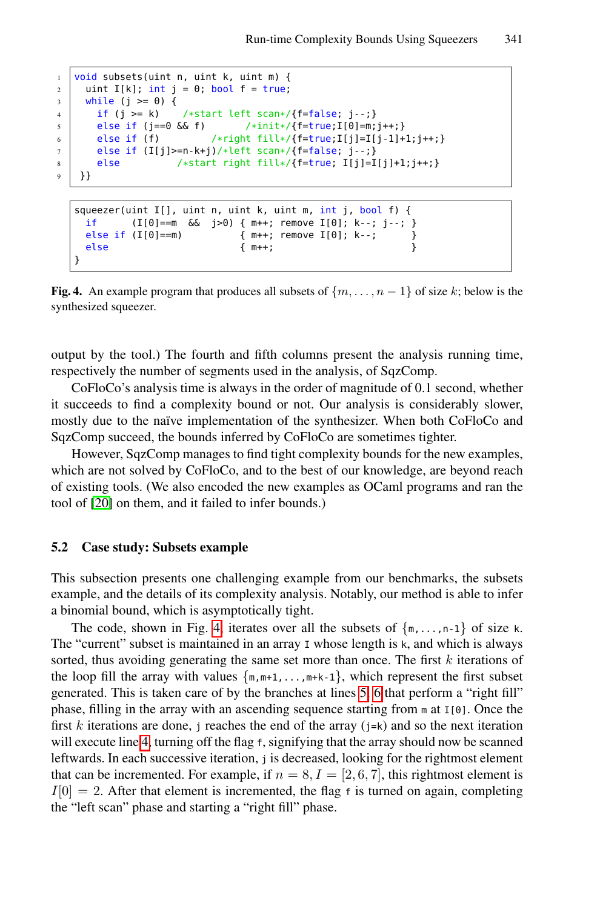```
1  void subsets(uint n, uint k, uint m) {
2    uint I[k]; int j = 0; bool f = true;
3    while (j >= 0) {
4      if (j >= k)     /*start left scan*/{f=false; j--;}
5      else if (j==0 && f)       /*init*/{f=true;I[0]=m;j++;}
6      else if (f)         /*right fill*/{f=true;I[j]=I[j-1]+1;j++;}
7      else if (I[j]>=n-k+j)/*left scan*/{f=false; j--;}
8      else          /*start right fill*/{f=true; I[j]=I[j]+1;j++;}
9  }}
```

```
squeezer(uint I[], uint n, uint k, uint m, int j, bool f) {
  if      (I[0]==m  &&  j>0) { m++; remove I[0]; k--; j--; }
  else if (I[0]==m)          { m++; remove I[0]; k--;      }
  else                       { m++;                        }
}
```

**Fig. 4.** An example program that produces all subsets of $\{m, \ldots, n-1\}$ of size $k$; below is the synthesized squeezer.

output by the tool.) The fourth and fifth columns present the analysis running time, respectively the number of segments used in the analysis, of SqzComp.

CoFloCo's analysis time is always in the order of magnitude of 0.1 second, whether it succeeds to find a complexity bound or not. Our analysis is considerably slower, mostly due to the naïve implementation of the synthesizer. When both CoFloCo and SqzComp succeed, the bounds inferred by CoFloCo are sometimes tighter.

However, SqzComp manages to find tight complexity bounds for the new examples, which are not solved by CoFloCo, and to the best of our knowledge, are beyond reach of existing tools. (We also encoded the new examples as OCaml programs and ran the tool of [20] on them, and it failed to infer bounds.)

### 5.2 Case study: Subsets example

This subsection presents one challenging example from our benchmarks, the subsets example, and the details of its complexity analysis. Notably, our method is able to infer a binomial bound, which is asymptotically tight.

The code, shown in Fig. 4, iterates over all the subsets of {`m,...,n-1`} of size `k`. The "current" subset is maintained in an array `I` whose length is `k`, and which is always sorted, thus avoiding generating the same set more than once. The first $k$ iterations of the loop fill the array with values {`m,m+1,...,m+k-1`}, which represent the first subset generated. This is taken care of by the branches at lines 5, 6 that perform a "right fill" phase, filling in the array with an ascending sequence starting from `m` at `I[0]`. Once the first $k$ iterations are done, `j` reaches the end of the array (`j=k`) and so the next iteration will execute line 4, turning off the flag `f`, signifying that the array should now be scanned leftwards. In each successive iteration, `j` is decreased, looking for the rightmost element that can be incremented. For example, if $n = 8, I = [2, 6, 7]$, this rightmost element is $I[0] = 2$. After that element is incremented, the flag `f` is turned on again, completing the "left scan" phase and starting a "right fill" phase.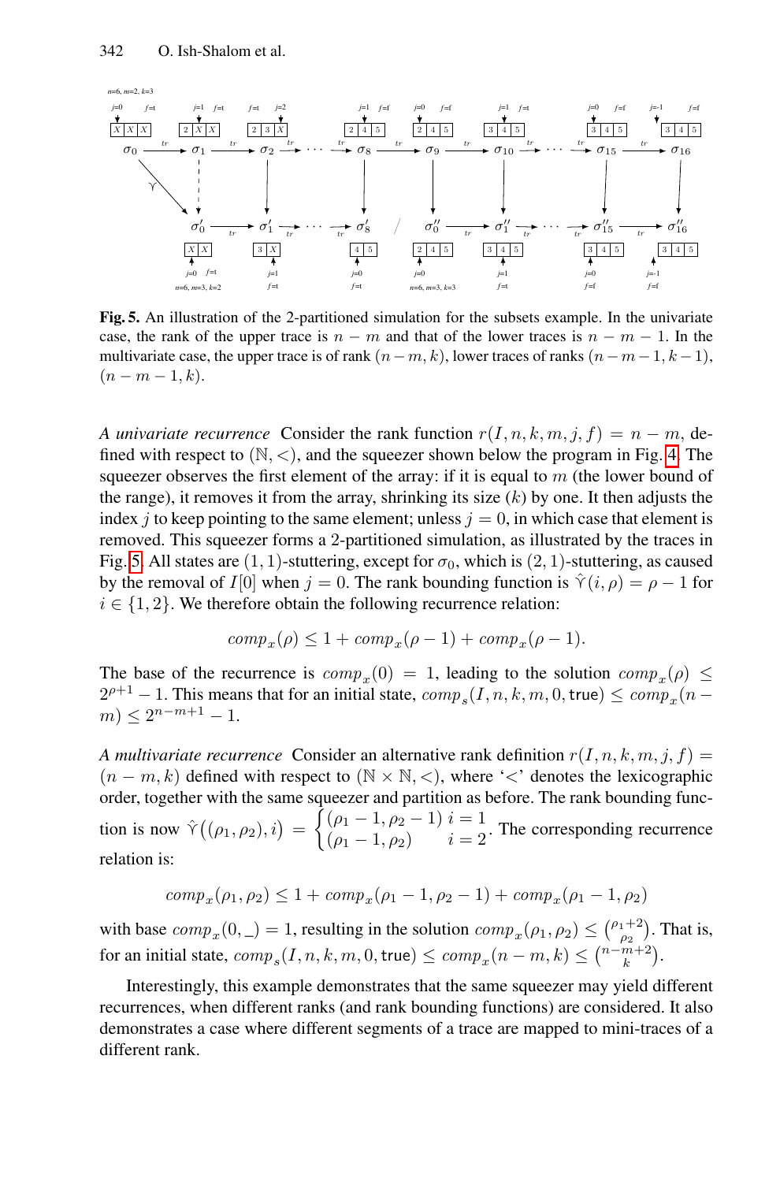**Fig. 5.** An illustration of the 2-partitioned simulation for the subsets example. In the univariate case, the rank of the upper trace is $n - m$ and that of the lower traces is $n - m - 1$. In the multivariate case, the upper trace is of rank $(n-m, k)$, lower traces of ranks $(n-m-1, k-1)$, $(n-m-1, k)$.

*A univariate recurrence* Consider the rank function $r(I, n, k, m, j, f) = n - m$, defined with respect to $(\mathbb{N}, <)$, and the squeezer shown below the program in Fig. 4. The squeezer observes the first element of the array: if it is equal to $m$ (the lower bound of the range), it removes it from the array, shrinking its size ($k$) by one. It then adjusts the index $j$ to keep pointing to the same element; unless $j = 0$, in which case that element is removed. This squeezer forms a 2-partitioned simulation, as illustrated by the traces in Fig. 5. All states are $(1, 1)$-stuttering, except for $\sigma_0$, which is $(2, 1)$-stuttering, as caused by the removal of $I[0]$ when $j = 0$. The rank bounding function is $\hat{\Upsilon}(i, \rho) = \rho - 1$ for $i \in \{1, 2\}$. We therefore obtain the following recurrence relation:

$$comp_x(\rho) \leq 1 + comp_x(\rho - 1) + comp_x(\rho - 1).$$

The base of the recurrence is $comp_x(0) = 1$, leading to the solution $comp_x(\rho) \leq 2^{\rho+1} - 1$. This means that for an initial state, $comp_s(I, n, k, m, 0, \mathsf{true}) \leq comp_x(n - m) \leq 2^{n-m+1} - 1$.

*A multivariate recurrence* Consider an alternative rank definition $r(I, n, k, m, j, f) = (n - m, k)$ defined with respect to $(\mathbb{N} \times \mathbb{N}, <)$, where '$<$' denotes the lexicographic order, together with the same squeezer and partition as before. The rank bounding function is now $\hat{\Upsilon}\big((\rho_1, \rho_2), i\big) = \begin{cases} (\rho_1 - 1, \rho_2 - 1) & i = 1 \\ (\rho_1 - 1, \rho_2) & i = 2 \end{cases}$. The corresponding recurrence relation is:

$$comp_x(\rho_1, \rho_2) \leq 1 + comp_x(\rho_1 - 1, \rho_2 - 1) + comp_x(\rho_1 - 1, \rho_2)$$

with base $comp_x(0, \_) = 1$, resulting in the solution $comp_x(\rho_1, \rho_2) \leq \binom{\rho_1+2}{\rho_2}$. That is, for an initial state, $comp_s(I, n, k, m, 0, \mathsf{true}) \leq comp_x(n - m, k) \leq \binom{n-m+2}{k}$.

Interestingly, this example demonstrates that the same squeezer may yield different recurrences, when different ranks (and rank bounding functions) are considered. It also demonstrates a case where different segments of a trace are mapped to mini-traces of a different rank.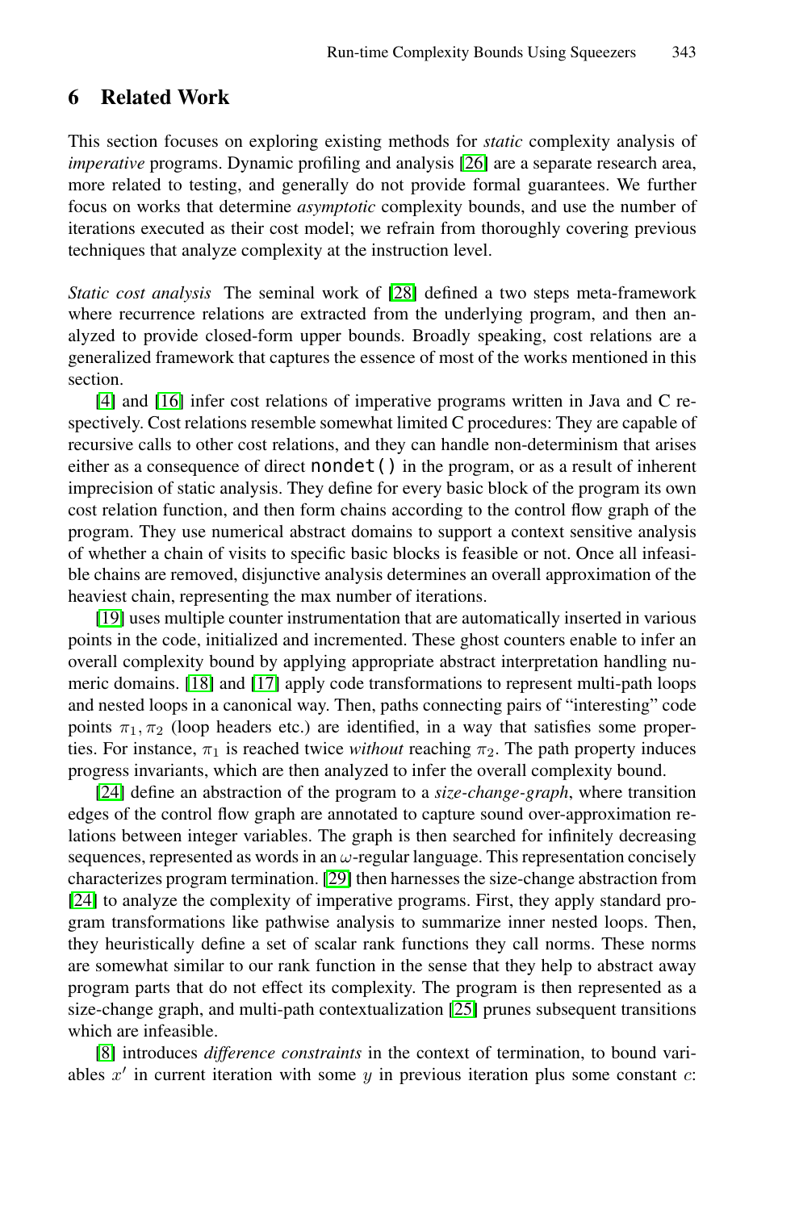## 6 Related Work

This section focuses on exploring existing methods for *static* complexity analysis of *imperative* programs. Dynamic profiling and analysis [26] are a separate research area, more related to testing, and generally do not provide formal guarantees. We further focus on works that determine *asymptotic* complexity bounds, and use the number of iterations executed as their cost model; we refrain from thoroughly covering previous techniques that analyze complexity at the instruction level.

*Static cost analysis* The seminal work of [28] defined a two steps meta-framework where recurrence relations are extracted from the underlying program, and then analyzed to provide closed-form upper bounds. Broadly speaking, cost relations are a generalized framework that captures the essence of most of the works mentioned in this section.

[4] and [16] infer cost relations of imperative programs written in Java and C respectively. Cost relations resemble somewhat limited C procedures: They are capable of recursive calls to other cost relations, and they can handle non-determinism that arises either as a consequence of direct `nondet()` in the program, or as a result of inherent imprecision of static analysis. They define for every basic block of the program its own cost relation function, and then form chains according to the control flow graph of the program. They use numerical abstract domains to support a context sensitive analysis of whether a chain of visits to specific basic blocks is feasible or not. Once all infeasible chains are removed, disjunctive analysis determines an overall approximation of the heaviest chain, representing the max number of iterations.

[19] uses multiple counter instrumentation that are automatically inserted in various points in the code, initialized and incremented. These ghost counters enable to infer an overall complexity bound by applying appropriate abstract interpretation handling numeric domains. [18] and [17] apply code transformations to represent multi-path loops and nested loops in a canonical way. Then, paths connecting pairs of "interesting" code points $\pi_1, \pi_2$ (loop headers etc.) are identified, in a way that satisfies some properties. For instance, $\pi_1$ is reached twice *without* reaching $\pi_2$. The path property induces progress invariants, which are then analyzed to infer the overall complexity bound.

[24] define an abstraction of the program to a *size-change-graph*, where transition edges of the control flow graph are annotated to capture sound over-approximation relations between integer variables. The graph is then searched for infinitely decreasing sequences, represented as words in an $\omega$-regular language. This representation concisely characterizes program termination. [29] then harnesses the size-change abstraction from [24] to analyze the complexity of imperative programs. First, they apply standard program transformations like pathwise analysis to summarize inner nested loops. Then, they heuristically define a set of scalar rank functions they call norms. These norms are somewhat similar to our rank function in the sense that they help to abstract away program parts that do not effect its complexity. The program is then represented as a size-change graph, and multi-path contextualization [25] prunes subsequent transitions which are infeasible.

[8] introduces *difference constraints* in the context of termination, to bound variables $x'$ in current iteration with some $y$ in previous iteration plus some constant $c$: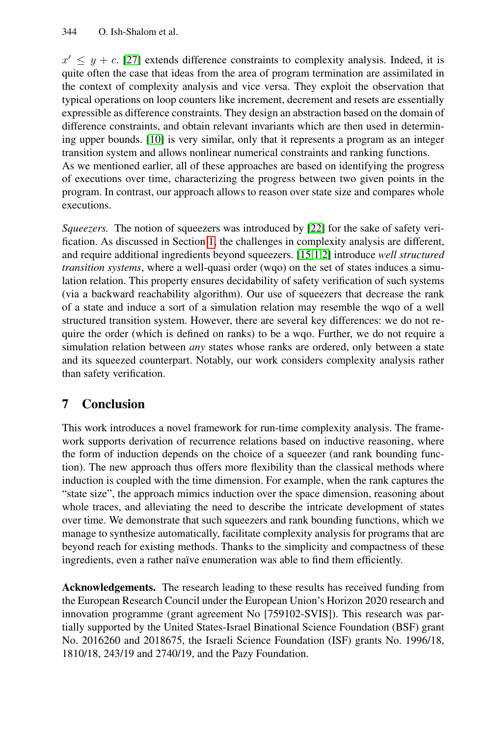$x' \leq y + c$. [27] extends difference constraints to complexity analysis. Indeed, it is quite often the case that ideas from the area of program termination are assimilated in the context of complexity analysis and vice versa. They exploit the observation that typical operations on loop counters like increment, decrement and resets are essentially expressible as difference constraints. They design an abstraction based on the domain of difference constraints, and obtain relevant invariants which are then used in determining upper bounds. [10] is very similar, only that it represents a program as an integer transition system and allows nonlinear numerical constraints and ranking functions. As we mentioned earlier, all of these approaches are based on identifying the progress of executions over time, characterizing the progress between two given points in the program. In contrast, our approach allows to reason over state size and compares whole executions.

*Squeezers.* The notion of squeezers was introduced by [22] for the sake of safety verification. As discussed in Section 1, the challenges in complexity analysis are different, and require additional ingredients beyond squeezers. [15,1,2] introduce *well structured transition systems*, where a well-quasi order (wqo) on the set of states induces a simulation relation. This property ensures decidability of safety verification of such systems (via a backward reachability algorithm). Our use of squeezers that decrease the rank of a state and induce a sort of a simulation relation may resemble the wqo of a well structured transition system. However, there are several key differences: we do not require the order (which is defined on ranks) to be a wqo. Further, we do not require a simulation relation between *any* states whose ranks are ordered, only between a state and its squeezed counterpart. Notably, our work considers complexity analysis rather than safety verification.

## 7 Conclusion

This work introduces a novel framework for run-time complexity analysis. The framework supports derivation of recurrence relations based on inductive reasoning, where the form of induction depends on the choice of a squeezer (and rank bounding function). The new approach thus offers more flexibility than the classical methods where induction is coupled with the time dimension. For example, when the rank captures the "state size", the approach mimics induction over the space dimension, reasoning about whole traces, and alleviating the need to describe the intricate development of states over time. We demonstrate that such squeezers and rank bounding functions, which we manage to synthesize automatically, facilitate complexity analysis for programs that are beyond reach for existing methods. Thanks to the simplicity and compactness of these ingredients, even a rather naïve enumeration was able to find them efficiently.

**Acknowledgements.** The research leading to these results has received funding from the European Research Council under the European Union's Horizon 2020 research and innovation programme (grant agreement No [759102-SVIS]). This research was partially supported by the United States-Israel Binational Science Foundation (BSF) grant No. 2016260 and 2018675, the Israeli Science Foundation (ISF) grants No. 1996/18, 1810/18, 243/19 and 2740/19, and the Pazy Foundation.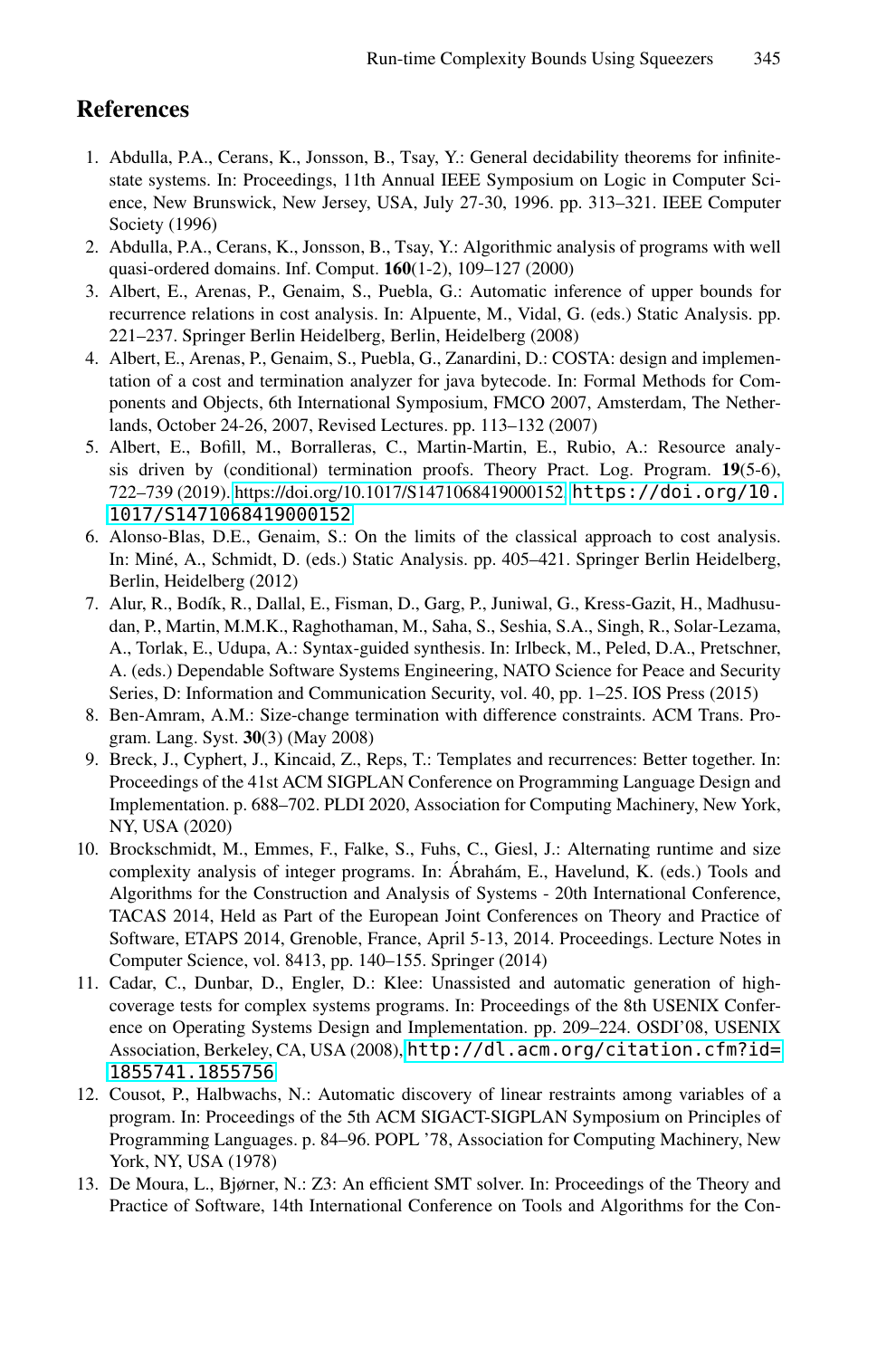## References

1. Abdulla, P.A., Cerans, K., Jonsson, B., Tsay, Y.: General decidability theorems for infinite-state systems. In: Proceedings, 11th Annual IEEE Symposium on Logic in Computer Science, New Brunswick, New Jersey, USA, July 27-30, 1996. pp. 313–321. IEEE Computer Society (1996)
2. Abdulla, P.A., Cerans, K., Jonsson, B., Tsay, Y.: Algorithmic analysis of programs with well quasi-ordered domains. Inf. Comput. **160**(1-2), 109–127 (2000)
3. Albert, E., Arenas, P., Genaim, S., Puebla, G.: Automatic inference of upper bounds for recurrence relations in cost analysis. In: Alpuente, M., Vidal, G. (eds.) Static Analysis. pp. 221–237. Springer Berlin Heidelberg, Berlin, Heidelberg (2008)
4. Albert, E., Arenas, P., Genaim, S., Puebla, G., Zanardini, D.: COSTA: design and implementation of a cost and termination analyzer for java bytecode. In: Formal Methods for Components and Objects, 6th International Symposium, FMCO 2007, Amsterdam, The Netherlands, October 24-26, 2007, Revised Lectures. pp. 113–132 (2007)
5. Albert, E., Bofill, M., Borralleras, C., Martin-Martin, E., Rubio, A.: Resource analysis driven by (conditional) termination proofs. Theory Pract. Log. Program. **19**(5-6), 722–739 (2019). https://doi.org/10.1017/S1471068419000152, `https://doi.org/10.1017/S1471068419000152`
6. Alonso-Blas, D.E., Genaim, S.: On the limits of the classical approach to cost analysis. In: Miné, A., Schmidt, D. (eds.) Static Analysis. pp. 405–421. Springer Berlin Heidelberg, Berlin, Heidelberg (2012)
7. Alur, R., Bodík, R., Dallal, E., Fisman, D., Garg, P., Juniwal, G., Kress-Gazit, H., Madhusudan, P., Martin, M.M.K., Raghothaman, M., Saha, S., Seshia, S.A., Singh, R., Solar-Lezama, A., Torlak, E., Udupa, A.: Syntax-guided synthesis. In: Irlbeck, M., Peled, D.A., Pretschner, A. (eds.) Dependable Software Systems Engineering, NATO Science for Peace and Security Series, D: Information and Communication Security, vol. 40, pp. 1–25. IOS Press (2015)
8. Ben-Amram, A.M.: Size-change termination with difference constraints. ACM Trans. Program. Lang. Syst. **30**(3) (May 2008)
9. Breck, J., Cyphert, J., Kincaid, Z., Reps, T.: Templates and recurrences: Better together. In: Proceedings of the 41st ACM SIGPLAN Conference on Programming Language Design and Implementation. p. 688–702. PLDI 2020, Association for Computing Machinery, New York, NY, USA (2020)
10. Brockschmidt, M., Emmes, F., Falke, S., Fuhs, C., Giesl, J.: Alternating runtime and size complexity analysis of integer programs. In: Ábrahám, E., Havelund, K. (eds.) Tools and Algorithms for the Construction and Analysis of Systems - 20th International Conference, TACAS 2014, Held as Part of the European Joint Conferences on Theory and Practice of Software, ETAPS 2014, Grenoble, France, April 5-13, 2014. Proceedings. Lecture Notes in Computer Science, vol. 8413, pp. 140–155. Springer (2014)
11. Cadar, C., Dunbar, D., Engler, D.: Klee: Unassisted and automatic generation of high-coverage tests for complex systems programs. In: Proceedings of the 8th USENIX Conference on Operating Systems Design and Implementation. pp. 209–224. OSDI'08, USENIX Association, Berkeley, CA, USA (2008), `http://dl.acm.org/citation.cfm?id=1855741.1855756`
12. Cousot, P., Halbwachs, N.: Automatic discovery of linear restraints among variables of a program. In: Proceedings of the 5th ACM SIGACT-SIGPLAN Symposium on Principles of Programming Languages. p. 84–96. POPL '78, Association for Computing Machinery, New York, NY, USA (1978)
13. De Moura, L., Bjørner, N.: Z3: An efficient SMT solver. In: Proceedings of the Theory and Practice of Software, 14th International Conference on Tools and Algorithms for the Con-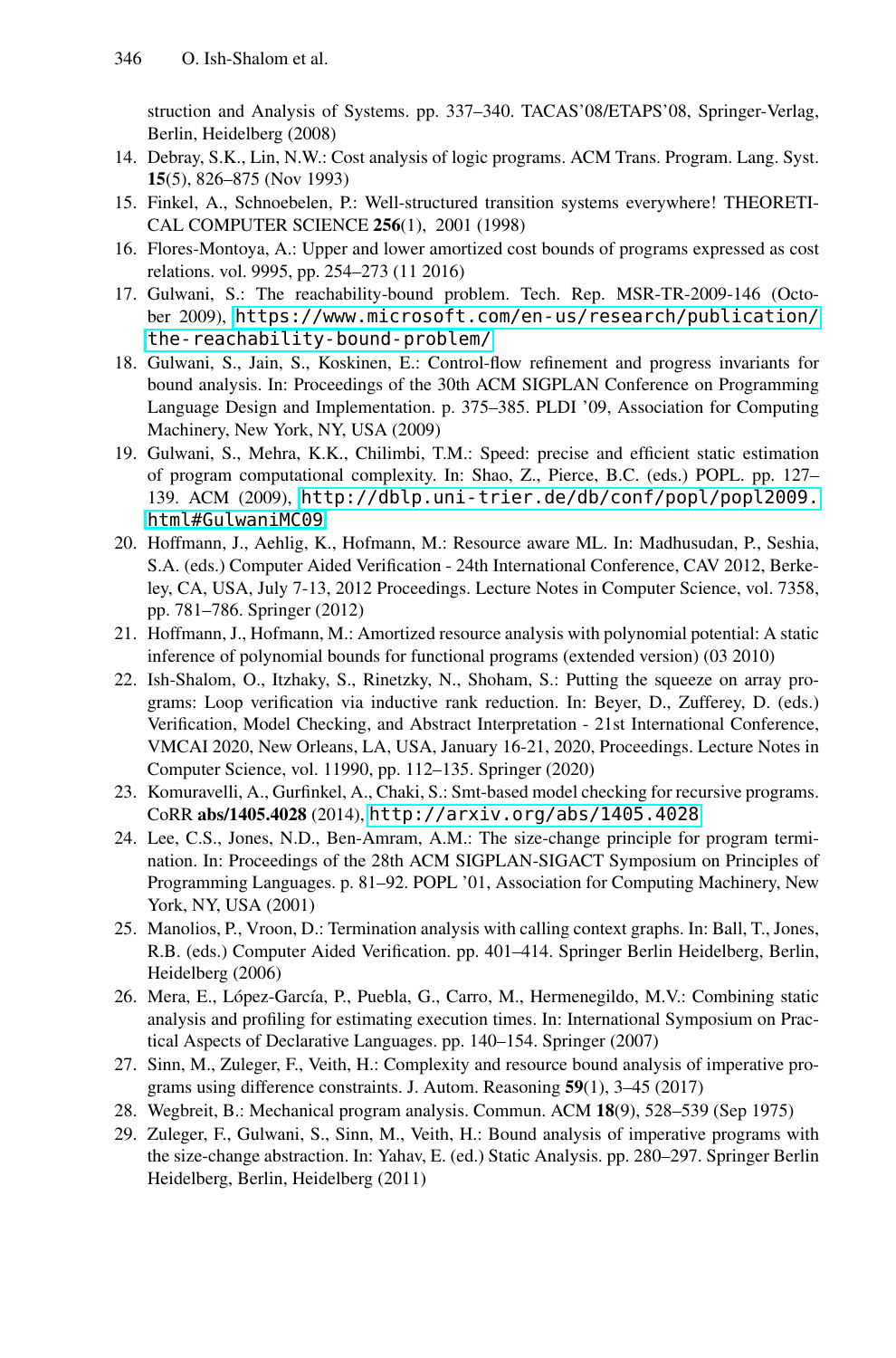struction and Analysis of Systems. pp. 337–340. TACAS'08/ETAPS'08, Springer-Verlag, Berlin, Heidelberg (2008)

14. Debray, S.K., Lin, N.W.: Cost analysis of logic programs. ACM Trans. Program. Lang. Syst. **15**(5), 826–875 (Nov 1993)
15. Finkel, A., Schnoebelen, P.: Well-structured transition systems everywhere! THEORETICAL COMPUTER SCIENCE **256**(1), 2001 (1998)
16. Flores-Montoya, A.: Upper and lower amortized cost bounds of programs expressed as cost relations. vol. 9995, pp. 254–273 (11 2016)
17. Gulwani, S.: The reachability-bound problem. Tech. Rep. MSR-TR-2009-146 (October 2009), https://www.microsoft.com/en-us/research/publication/the-reachability-bound-problem/
18. Gulwani, S., Jain, S., Koskinen, E.: Control-flow refinement and progress invariants for bound analysis. In: Proceedings of the 30th ACM SIGPLAN Conference on Programming Language Design and Implementation. p. 375–385. PLDI '09, Association for Computing Machinery, New York, NY, USA (2009)
19. Gulwani, S., Mehra, K.K., Chilimbi, T.M.: Speed: precise and efficient static estimation of program computational complexity. In: Shao, Z., Pierce, B.C. (eds.) POPL. pp. 127–139. ACM (2009), http://dblp.uni-trier.de/db/conf/popl/popl2009.html#GulwaniMC09
20. Hoffmann, J., Aehlig, K., Hofmann, M.: Resource aware ML. In: Madhusudan, P., Seshia, S.A. (eds.) Computer Aided Verification - 24th International Conference, CAV 2012, Berkeley, CA, USA, July 7-13, 2012 Proceedings. Lecture Notes in Computer Science, vol. 7358, pp. 781–786. Springer (2012)
21. Hoffmann, J., Hofmann, M.: Amortized resource analysis with polynomial potential: A static inference of polynomial bounds for functional programs (extended version) (03 2010)
22. Ish-Shalom, O., Itzhaky, S., Rinetzky, N., Shoham, S.: Putting the squeeze on array programs: Loop verification via inductive rank reduction. In: Beyer, D., Zufferey, D. (eds.) Verification, Model Checking, and Abstract Interpretation - 21st International Conference, VMCAI 2020, New Orleans, LA, USA, January 16-21, 2020, Proceedings. Lecture Notes in Computer Science, vol. 11990, pp. 112–135. Springer (2020)
23. Komuravelli, A., Gurfinkel, A., Chaki, S.: Smt-based model checking for recursive programs. CoRR **abs/1405.4028** (2014), http://arxiv.org/abs/1405.4028
24. Lee, C.S., Jones, N.D., Ben-Amram, A.M.: The size-change principle for program termination. In: Proceedings of the 28th ACM SIGPLAN-SIGACT Symposium on Principles of Programming Languages. p. 81–92. POPL '01, Association for Computing Machinery, New York, NY, USA (2001)
25. Manolios, P., Vroon, D.: Termination analysis with calling context graphs. In: Ball, T., Jones, R.B. (eds.) Computer Aided Verification. pp. 401–414. Springer Berlin Heidelberg, Berlin, Heidelberg (2006)
26. Mera, E., López-García, P., Puebla, G., Carro, M., Hermenegildo, M.V.: Combining static analysis and profiling for estimating execution times. In: International Symposium on Practical Aspects of Declarative Languages. pp. 140–154. Springer (2007)
27. Sinn, M., Zuleger, F., Veith, H.: Complexity and resource bound analysis of imperative programs using difference constraints. J. Autom. Reasoning **59**(1), 3–45 (2017)
28. Wegbreit, B.: Mechanical program analysis. Commun. ACM **18**(9), 528–539 (Sep 1975)
29. Zuleger, F., Gulwani, S., Sinn, M., Veith, H.: Bound analysis of imperative programs with the size-change abstraction. In: Yahav, E. (ed.) Static Analysis. pp. 280–297. Springer Berlin Heidelberg, Berlin, Heidelberg (2011)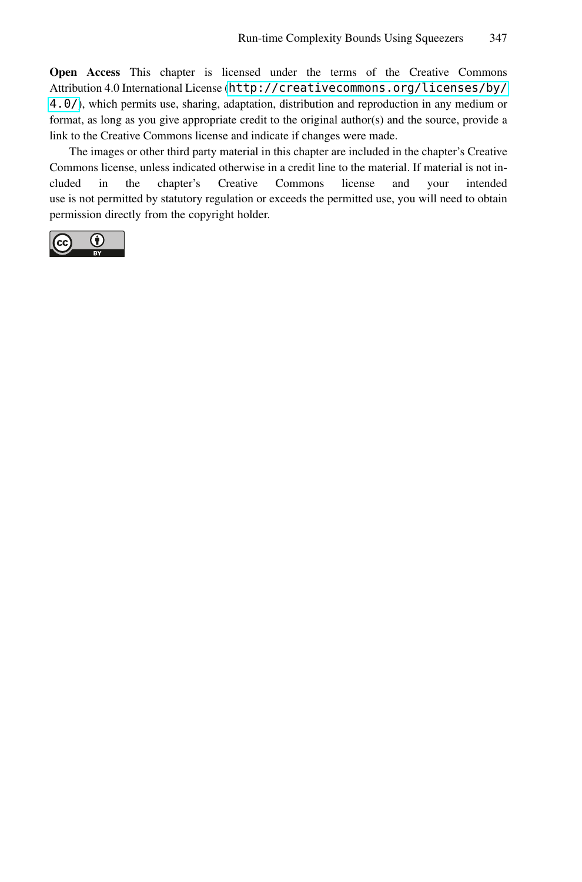**Open Access** This chapter is licensed under the terms of the Creative Commons Attribution 4.0 International License (http://creativecommons.org/licenses/by/4.0/), which permits use, sharing, adaptation, distribution and reproduction in any medium or format, as long as you give appropriate credit to the original author(s) and the source, provide a link to the Creative Commons license and indicate if changes were made.

The images or other third party material in this chapter are included in the chapter's Creative Commons license, unless indicated otherwise in a credit line to the material. If material is not included in the chapter's Creative Commons license and your intended use is not permitted by statutory regulation or exceeds the permitted use, you will need to obtain permission directly from the copyright holder.